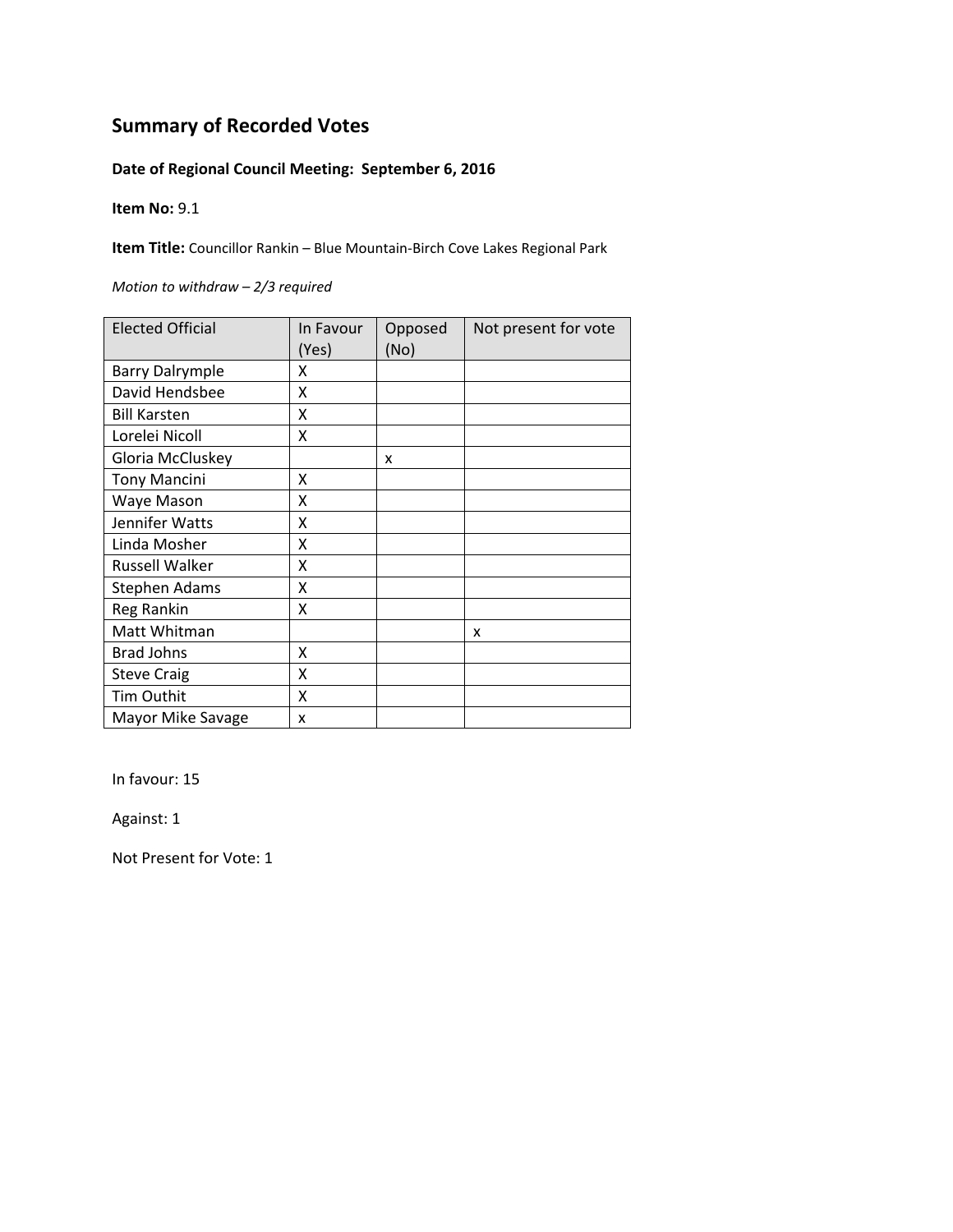## Summary of Recorded Votes

**Date of Regional Council Meeting: September 6, 2016**

**Item No:** 9.1

**Item Title:** Councillor Rankin – Blue Mountain-Birch Cove Lakes Regional Park

*Motion to withdraw – 2/3 required*

| Elected Official | In Favour (Yes) | Opposed (No) | Not present for vote |
|---|---|---|---|
| Barry Dalrymple | X | | |
| David Hendsbee | X | | |
| Bill Karsten | X | | |
| Lorelei Nicoll | X | | |
| Gloria McCluskey | | x | |
| Tony Mancini | X | | |
| Waye Mason | X | | |
| Jennifer Watts | X | | |
| Linda Mosher | X | | |
| Russell Walker | X | | |
| Stephen Adams | X | | |
| Reg Rankin | X | | |
| Matt Whitman | | | x |
| Brad Johns | X | | |
| Steve Craig | X | | |
| Tim Outhit | X | | |
| Mayor Mike Savage | x | | |

In favour: 15

Against: 1

Not Present for Vote: 1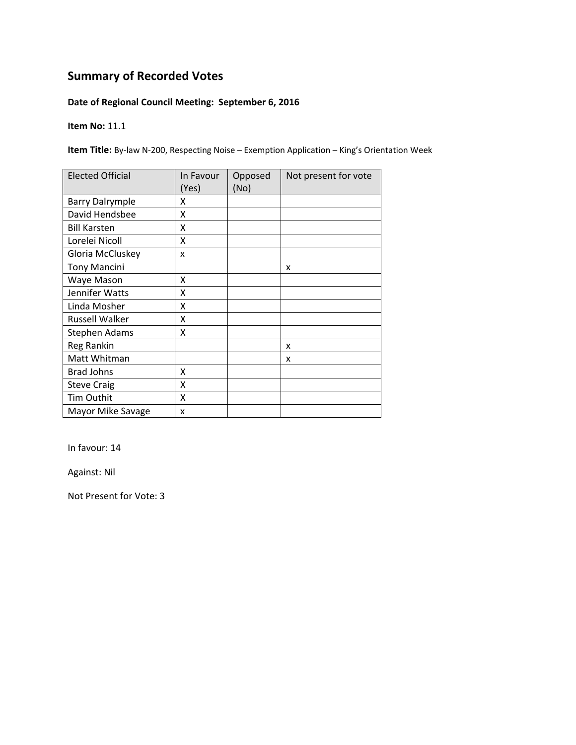## Summary of Recorded Votes

**Date of Regional Council Meeting: September 6, 2016**

**Item No:** 11.1

**Item Title:** By-law N-200, Respecting Noise – Exemption Application – King's Orientation Week

| Elected Official | In Favour (Yes) | Opposed (No) | Not present for vote |
|---|---|---|---|
| Barry Dalrymple | X | | |
| David Hendsbee | X | | |
| Bill Karsten | X | | |
| Lorelei Nicoll | X | | |
| Gloria McCluskey | x | | |
| Tony Mancini | | | x |
| Waye Mason | X | | |
| Jennifer Watts | X | | |
| Linda Mosher | X | | |
| Russell Walker | X | | |
| Stephen Adams | X | | |
| Reg Rankin | | | x |
| Matt Whitman | | | x |
| Brad Johns | X | | |
| Steve Craig | X | | |
| Tim Outhit | X | | |
| Mayor Mike Savage | x | | |

In favour: 14

Against: Nil

Not Present for Vote: 3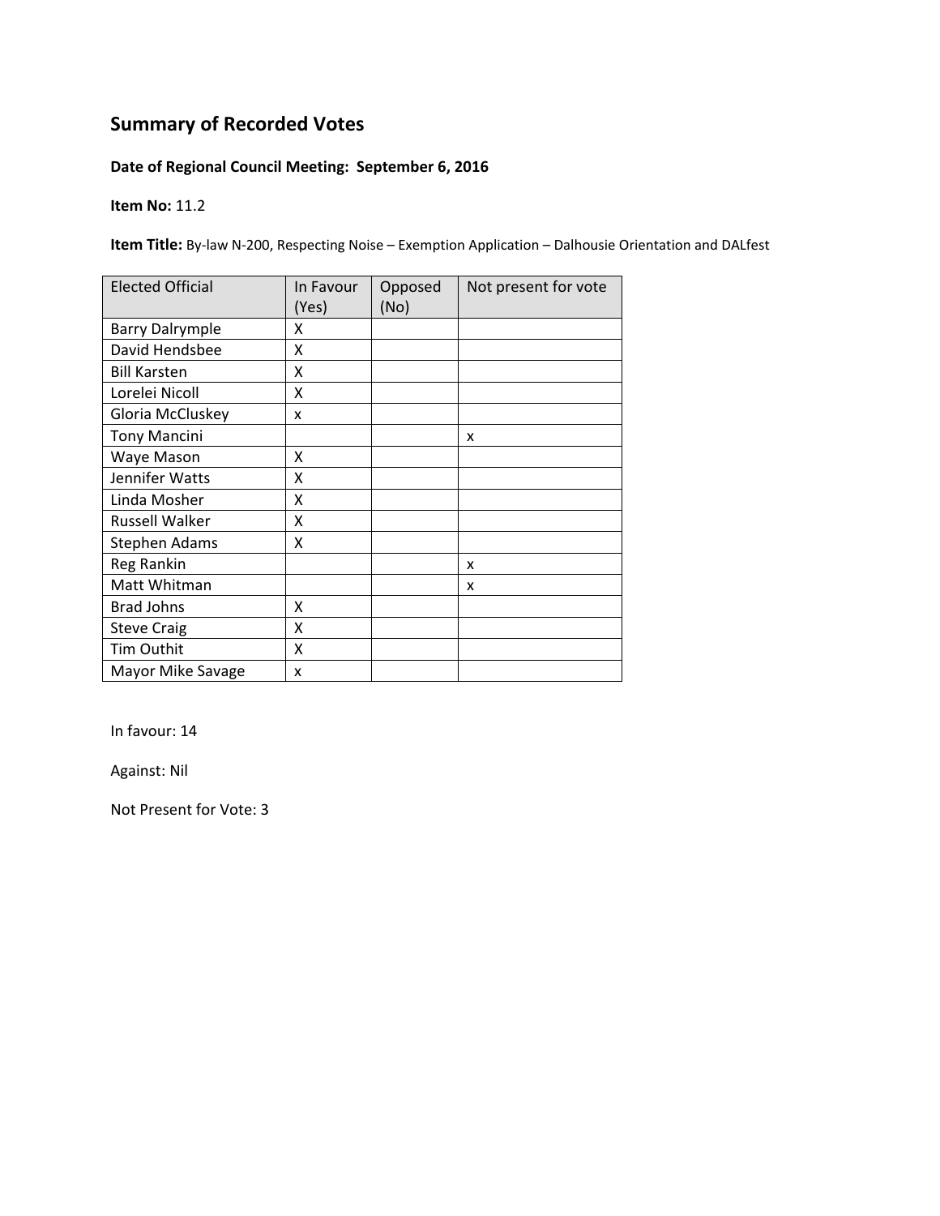## Summary of Recorded Votes

**Date of Regional Council Meeting: September 6, 2016**

**Item No:** 11.2

**Item Title:** By-law N-200, Respecting Noise – Exemption Application – Dalhousie Orientation and DALfest

| Elected Official | In Favour (Yes) | Opposed (No) | Not present for vote |
|---|---|---|---|
| Barry Dalrymple | X | | |
| David Hendsbee | X | | |
| Bill Karsten | X | | |
| Lorelei Nicoll | X | | |
| Gloria McCluskey | x | | |
| Tony Mancini | | | x |
| Waye Mason | X | | |
| Jennifer Watts | X | | |
| Linda Mosher | X | | |
| Russell Walker | X | | |
| Stephen Adams | X | | |
| Reg Rankin | | | x |
| Matt Whitman | | | x |
| Brad Johns | X | | |
| Steve Craig | X | | |
| Tim Outhit | X | | |
| Mayor Mike Savage | x | | |

In favour: 14

Against: Nil

Not Present for Vote: 3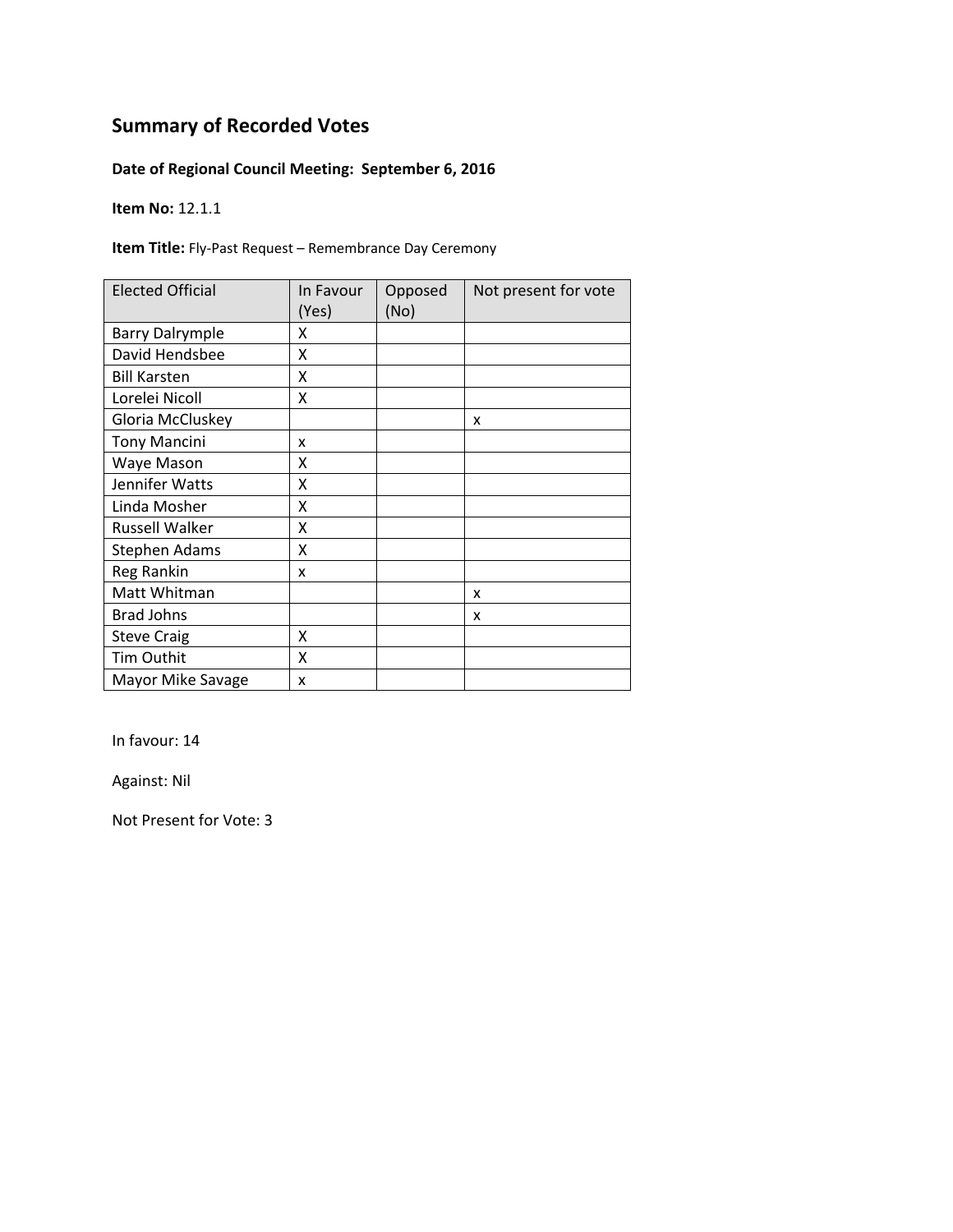## Summary of Recorded Votes

**Date of Regional Council Meeting: September 6, 2016**

**Item No:** 12.1.1

**Item Title:** Fly-Past Request – Remembrance Day Ceremony

| Elected Official | In Favour (Yes) | Opposed (No) | Not present for vote |
|---|---|---|---|
| Barry Dalrymple | X | | |
| David Hendsbee | X | | |
| Bill Karsten | X | | |
| Lorelei Nicoll | X | | |
| Gloria McCluskey | | | x |
| Tony Mancini | x | | |
| Waye Mason | X | | |
| Jennifer Watts | X | | |
| Linda Mosher | X | | |
| Russell Walker | X | | |
| Stephen Adams | X | | |
| Reg Rankin | x | | |
| Matt Whitman | | | x |
| Brad Johns | | | x |
| Steve Craig | X | | |
| Tim Outhit | X | | |
| Mayor Mike Savage | x | | |

In favour: 14

Against: Nil

Not Present for Vote: 3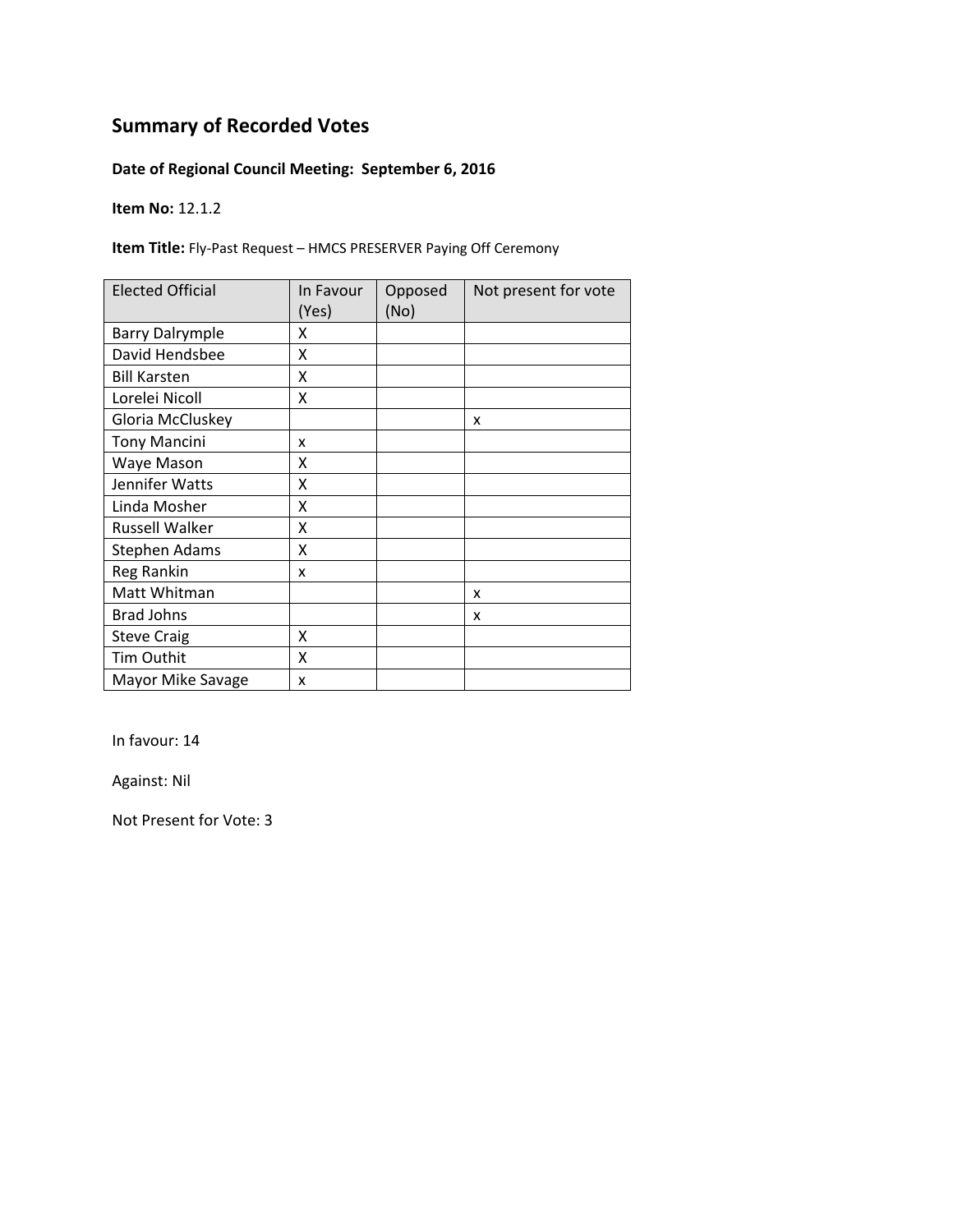# Summary of Recorded Votes

**Date of Regional Council Meeting: September 6, 2016**

**Item No:** 12.1.2

**Item Title:** Fly-Past Request – HMCS PRESERVER Paying Off Ceremony

| Elected Official | In Favour (Yes) | Opposed (No) | Not present for vote |
|---|---|---|---|
| Barry Dalrymple | X | | |
| David Hendsbee | X | | |
| Bill Karsten | X | | |
| Lorelei Nicoll | X | | |
| Gloria McCluskey | | | x |
| Tony Mancini | x | | |
| Waye Mason | X | | |
| Jennifer Watts | X | | |
| Linda Mosher | X | | |
| Russell Walker | X | | |
| Stephen Adams | X | | |
| Reg Rankin | x | | |
| Matt Whitman | | | x |
| Brad Johns | | | x |
| Steve Craig | X | | |
| Tim Outhit | X | | |
| Mayor Mike Savage | x | | |

In favour: 14

Against: Nil

Not Present for Vote: 3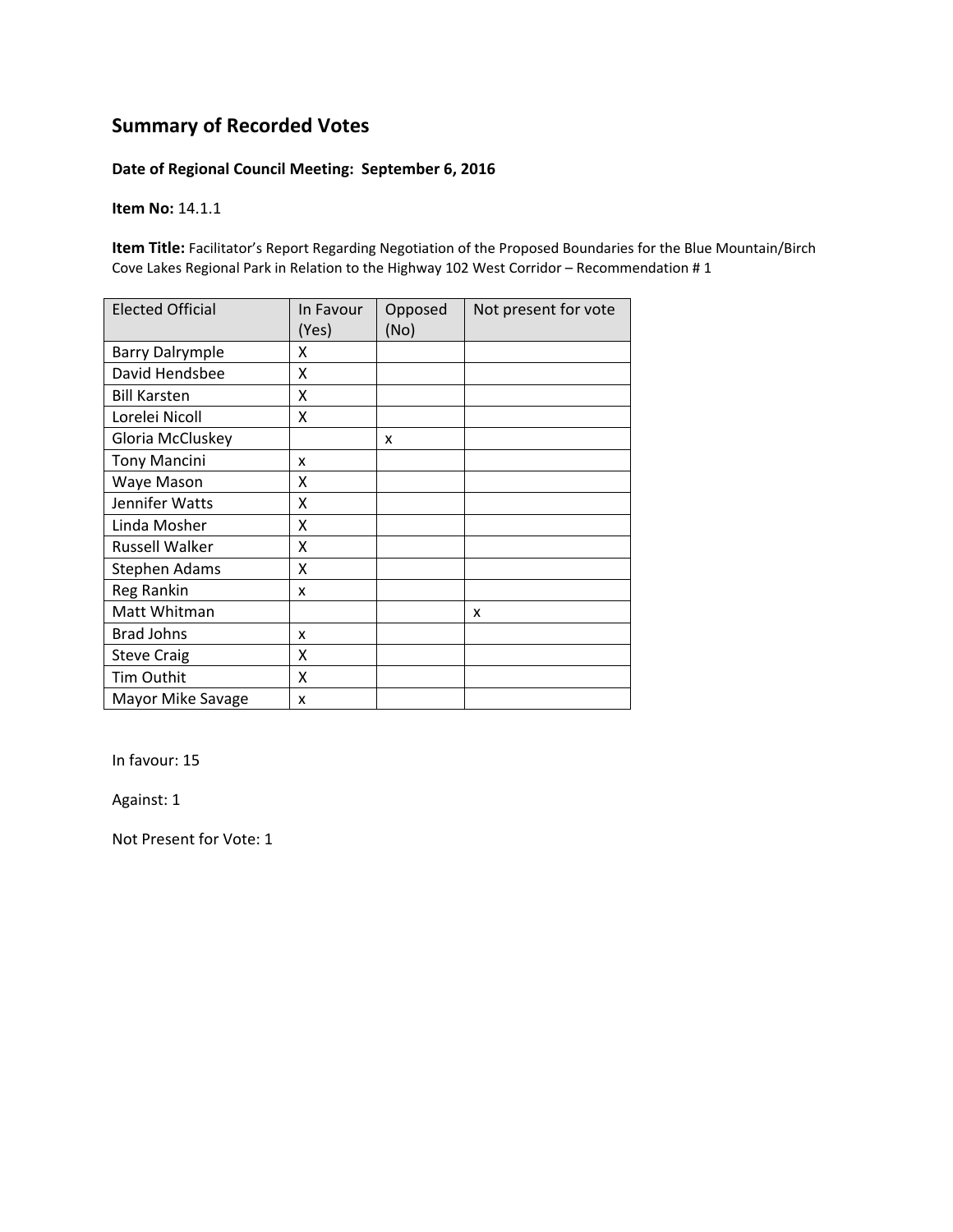## Summary of Recorded Votes

**Date of Regional Council Meeting: September 6, 2016**

**Item No:** 14.1.1

**Item Title:** Facilitator's Report Regarding Negotiation of the Proposed Boundaries for the Blue Mountain/Birch Cove Lakes Regional Park in Relation to the Highway 102 West Corridor – Recommendation # 1

| Elected Official | In Favour (Yes) | Opposed (No) | Not present for vote |
|---|---|---|---|
| Barry Dalrymple | X | | |
| David Hendsbee | X | | |
| Bill Karsten | X | | |
| Lorelei Nicoll | X | | |
| Gloria McCluskey | | x | |
| Tony Mancini | x | | |
| Waye Mason | X | | |
| Jennifer Watts | X | | |
| Linda Mosher | X | | |
| Russell Walker | X | | |
| Stephen Adams | X | | |
| Reg Rankin | x | | |
| Matt Whitman | | | x |
| Brad Johns | x | | |
| Steve Craig | X | | |
| Tim Outhit | X | | |
| Mayor Mike Savage | x | | |

In favour: 15

Against: 1

Not Present for Vote: 1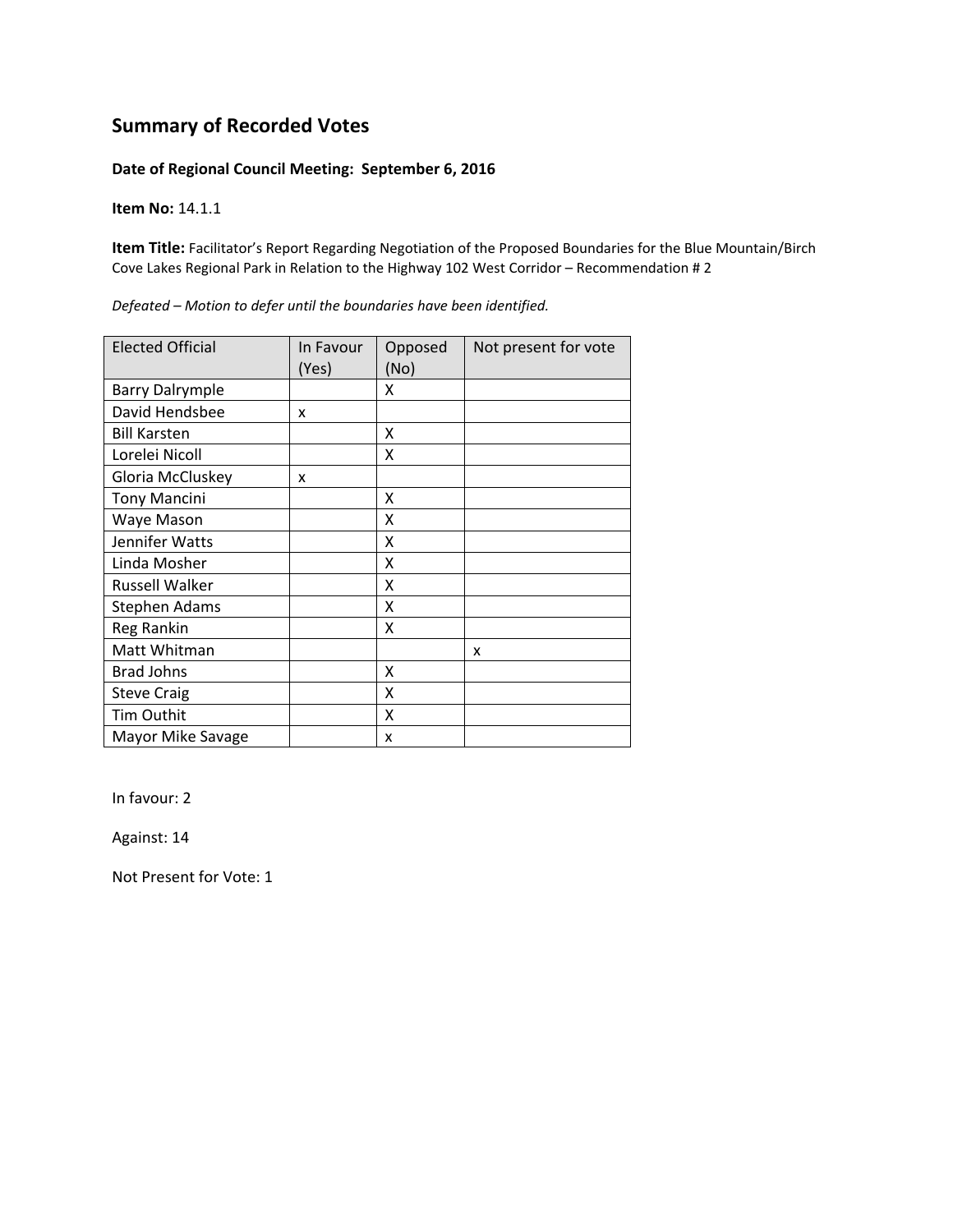## Summary of Recorded Votes

**Date of Regional Council Meeting: September 6, 2016**

**Item No:** 14.1.1

**Item Title:** Facilitator's Report Regarding Negotiation of the Proposed Boundaries for the Blue Mountain/Birch Cove Lakes Regional Park in Relation to the Highway 102 West Corridor – Recommendation # 2

*Defeated – Motion to defer until the boundaries have been identified.*

| Elected Official | In Favour (Yes) | Opposed (No) | Not present for vote |
|---|---|---|---|
| Barry Dalrymple | | X | |
| David Hendsbee | x | | |
| Bill Karsten | | X | |
| Lorelei Nicoll | | X | |
| Gloria McCluskey | x | | |
| Tony Mancini | | X | |
| Waye Mason | | X | |
| Jennifer Watts | | X | |
| Linda Mosher | | X | |
| Russell Walker | | X | |
| Stephen Adams | | X | |
| Reg Rankin | | X | |
| Matt Whitman | | | x |
| Brad Johns | | X | |
| Steve Craig | | X | |
| Tim Outhit | | X | |
| Mayor Mike Savage | | x | |

In favour: 2

Against: 14

Not Present for Vote: 1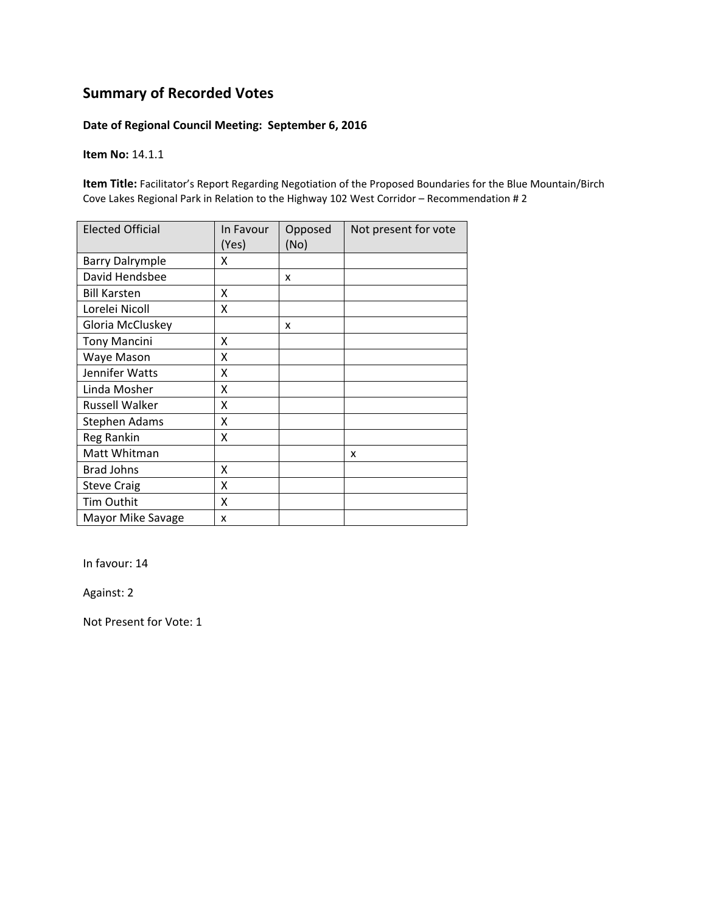## Summary of Recorded Votes

**Date of Regional Council Meeting: September 6, 2016**

**Item No:** 14.1.1

**Item Title:** Facilitator's Report Regarding Negotiation of the Proposed Boundaries for the Blue Mountain/Birch Cove Lakes Regional Park in Relation to the Highway 102 West Corridor – Recommendation # 2

| Elected Official | In Favour (Yes) | Opposed (No) | Not present for vote |
|---|---|---|---|
| Barry Dalrymple | X | | |
| David Hendsbee | | x | |
| Bill Karsten | X | | |
| Lorelei Nicoll | X | | |
| Gloria McCluskey | | x | |
| Tony Mancini | X | | |
| Waye Mason | X | | |
| Jennifer Watts | X | | |
| Linda Mosher | X | | |
| Russell Walker | X | | |
| Stephen Adams | X | | |
| Reg Rankin | X | | |
| Matt Whitman | | | x |
| Brad Johns | X | | |
| Steve Craig | X | | |
| Tim Outhit | X | | |
| Mayor Mike Savage | x | | |

In favour: 14

Against: 2

Not Present for Vote: 1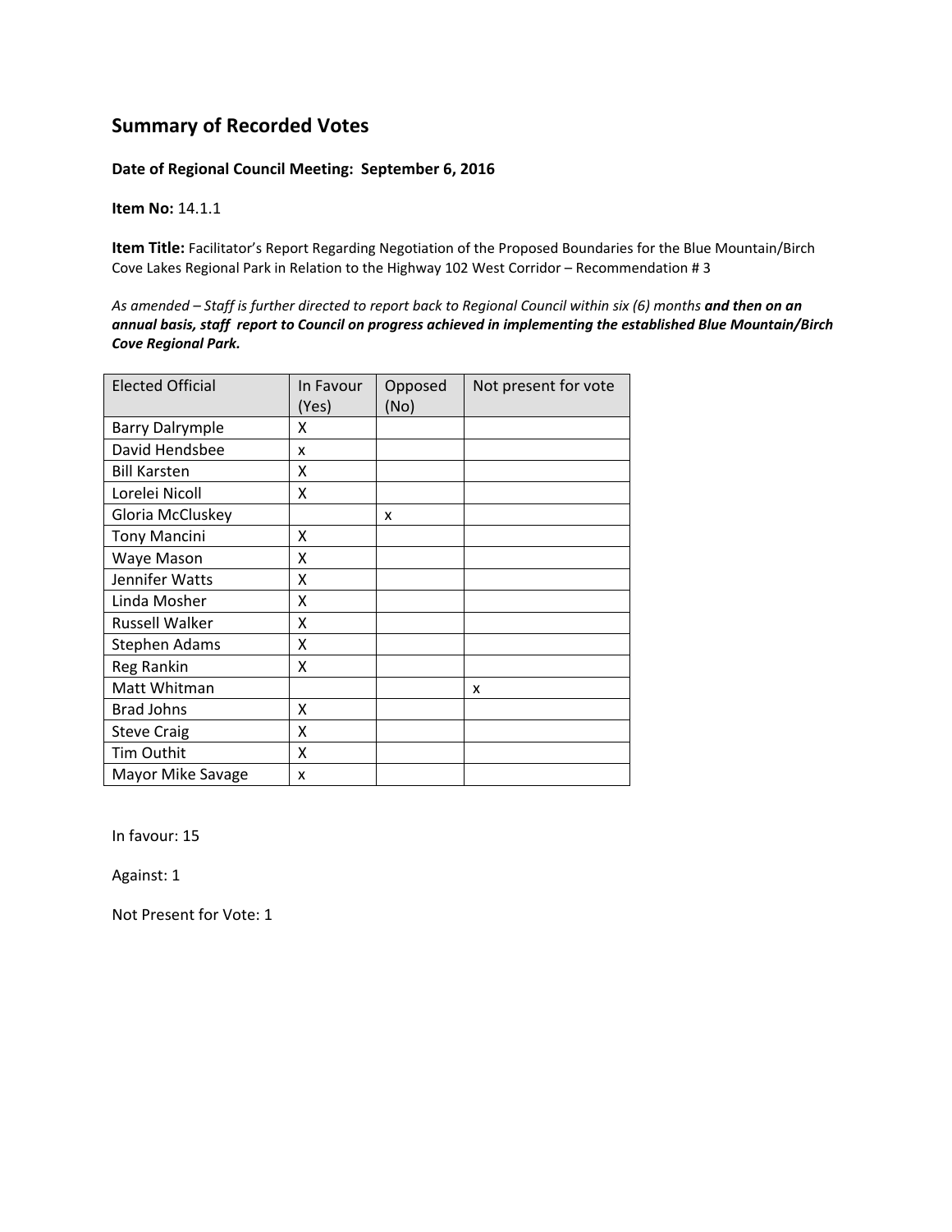## Summary of Recorded Votes

**Date of Regional Council Meeting: September 6, 2016**

**Item No:** 14.1.1

**Item Title:** Facilitator's Report Regarding Negotiation of the Proposed Boundaries for the Blue Mountain/Birch Cove Lakes Regional Park in Relation to the Highway 102 West Corridor – Recommendation # 3

*As amended – Staff is further directed to report back to Regional Council within six (6) months* ***and then on an annual basis, staff report to Council on progress achieved in implementing the established Blue Mountain/Birch Cove Regional Park.***

| Elected Official | In Favour (Yes) | Opposed (No) | Not present for vote |
|---|---|---|---|
| Barry Dalrymple | X | | |
| David Hendsbee | x | | |
| Bill Karsten | X | | |
| Lorelei Nicoll | X | | |
| Gloria McCluskey | | x | |
| Tony Mancini | X | | |
| Waye Mason | X | | |
| Jennifer Watts | X | | |
| Linda Mosher | X | | |
| Russell Walker | X | | |
| Stephen Adams | X | | |
| Reg Rankin | X | | |
| Matt Whitman | | | x |
| Brad Johns | X | | |
| Steve Craig | X | | |
| Tim Outhit | X | | |
| Mayor Mike Savage | x | | |

In favour: 15

Against: 1

Not Present for Vote: 1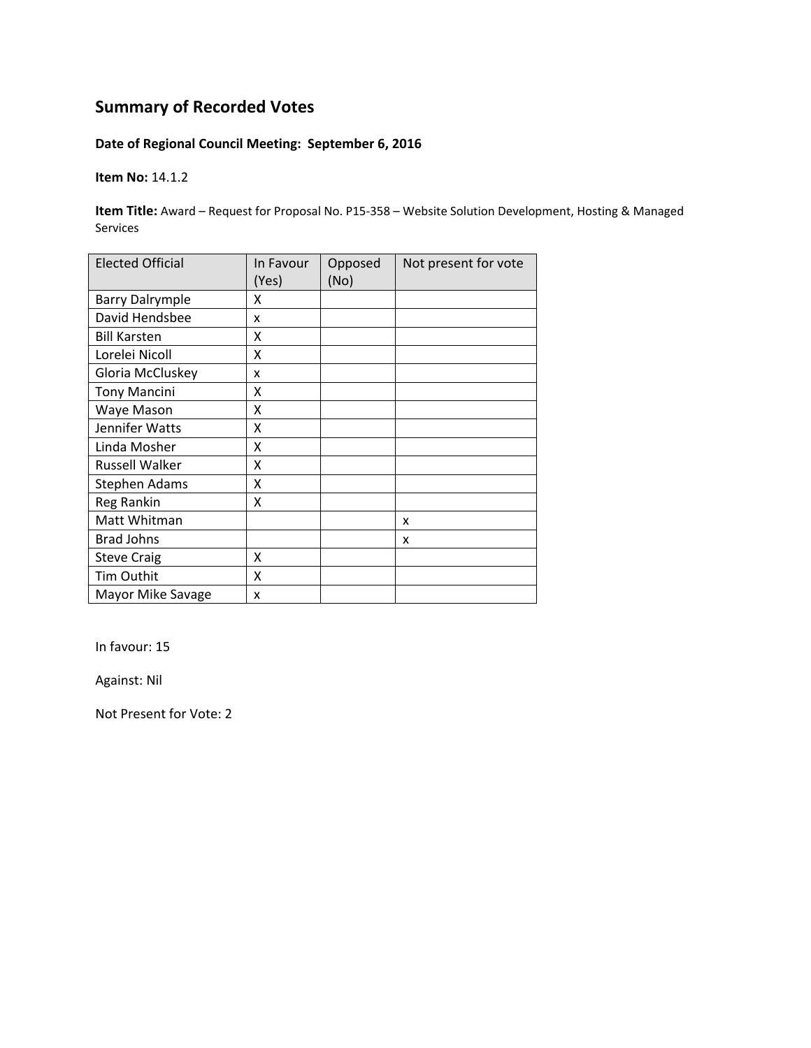## Summary of Recorded Votes

**Date of Regional Council Meeting: September 6, 2016**

**Item No:** 14.1.2

**Item Title:** Award – Request for Proposal No. P15-358 – Website Solution Development, Hosting & Managed Services

| Elected Official | In Favour (Yes) | Opposed (No) | Not present for vote |
|---|---|---|---|
| Barry Dalrymple | X | | |
| David Hendsbee | x | | |
| Bill Karsten | X | | |
| Lorelei Nicoll | X | | |
| Gloria McCluskey | x | | |
| Tony Mancini | X | | |
| Waye Mason | X | | |
| Jennifer Watts | X | | |
| Linda Mosher | X | | |
| Russell Walker | X | | |
| Stephen Adams | X | | |
| Reg Rankin | X | | |
| Matt Whitman | | | x |
| Brad Johns | | | x |
| Steve Craig | X | | |
| Tim Outhit | X | | |
| Mayor Mike Savage | x | | |

In favour: 15

Against: Nil

Not Present for Vote: 2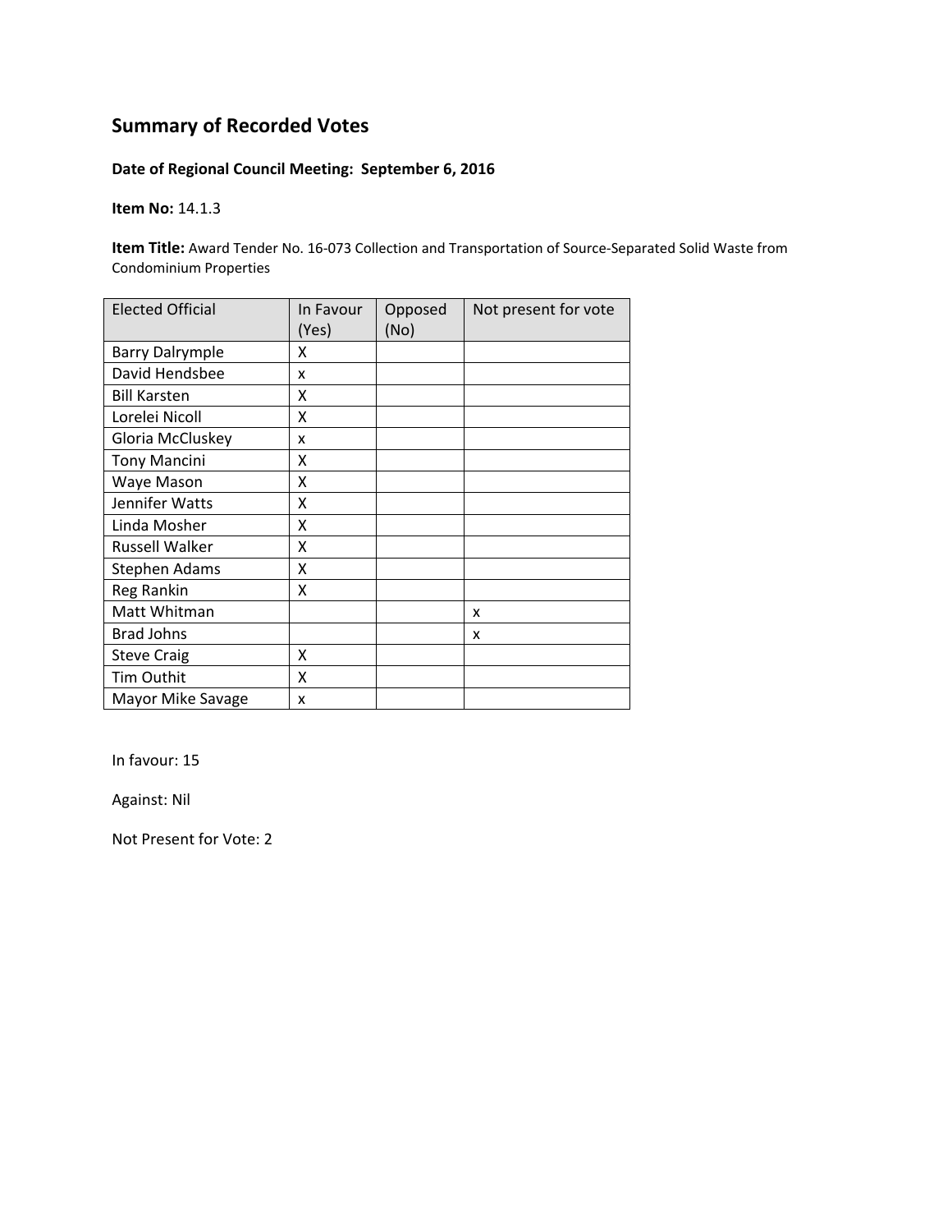# Summary of Recorded Votes

**Date of Regional Council Meeting: September 6, 2016**

**Item No:** 14.1.3

**Item Title:** Award Tender No. 16-073 Collection and Transportation of Source-Separated Solid Waste from Condominium Properties

| Elected Official | In Favour (Yes) | Opposed (No) | Not present for vote |
|---|---|---|---|
| Barry Dalrymple | X | | |
| David Hendsbee | x | | |
| Bill Karsten | X | | |
| Lorelei Nicoll | X | | |
| Gloria McCluskey | x | | |
| Tony Mancini | X | | |
| Waye Mason | X | | |
| Jennifer Watts | X | | |
| Linda Mosher | X | | |
| Russell Walker | X | | |
| Stephen Adams | X | | |
| Reg Rankin | X | | |
| Matt Whitman | | | x |
| Brad Johns | | | x |
| Steve Craig | X | | |
| Tim Outhit | X | | |
| Mayor Mike Savage | x | | |

In favour: 15

Against: Nil

Not Present for Vote: 2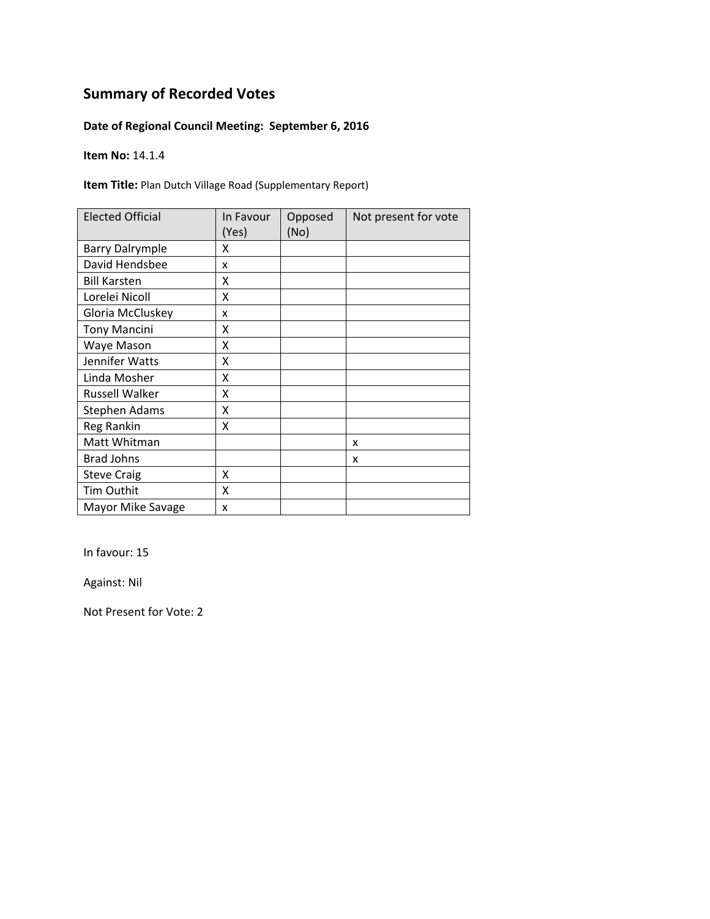# Summary of Recorded Votes

**Date of Regional Council Meeting: September 6, 2016**

**Item No:** 14.1.4

**Item Title:** Plan Dutch Village Road (Supplementary Report)

| Elected Official | In Favour (Yes) | Opposed (No) | Not present for vote |
|---|---|---|---|
| Barry Dalrymple | X | | |
| David Hendsbee | x | | |
| Bill Karsten | X | | |
| Lorelei Nicoll | X | | |
| Gloria McCluskey | x | | |
| Tony Mancini | X | | |
| Waye Mason | X | | |
| Jennifer Watts | X | | |
| Linda Mosher | X | | |
| Russell Walker | X | | |
| Stephen Adams | X | | |
| Reg Rankin | X | | |
| Matt Whitman | | | x |
| Brad Johns | | | x |
| Steve Craig | X | | |
| Tim Outhit | X | | |
| Mayor Mike Savage | x | | |

In favour: 15

Against: Nil

Not Present for Vote: 2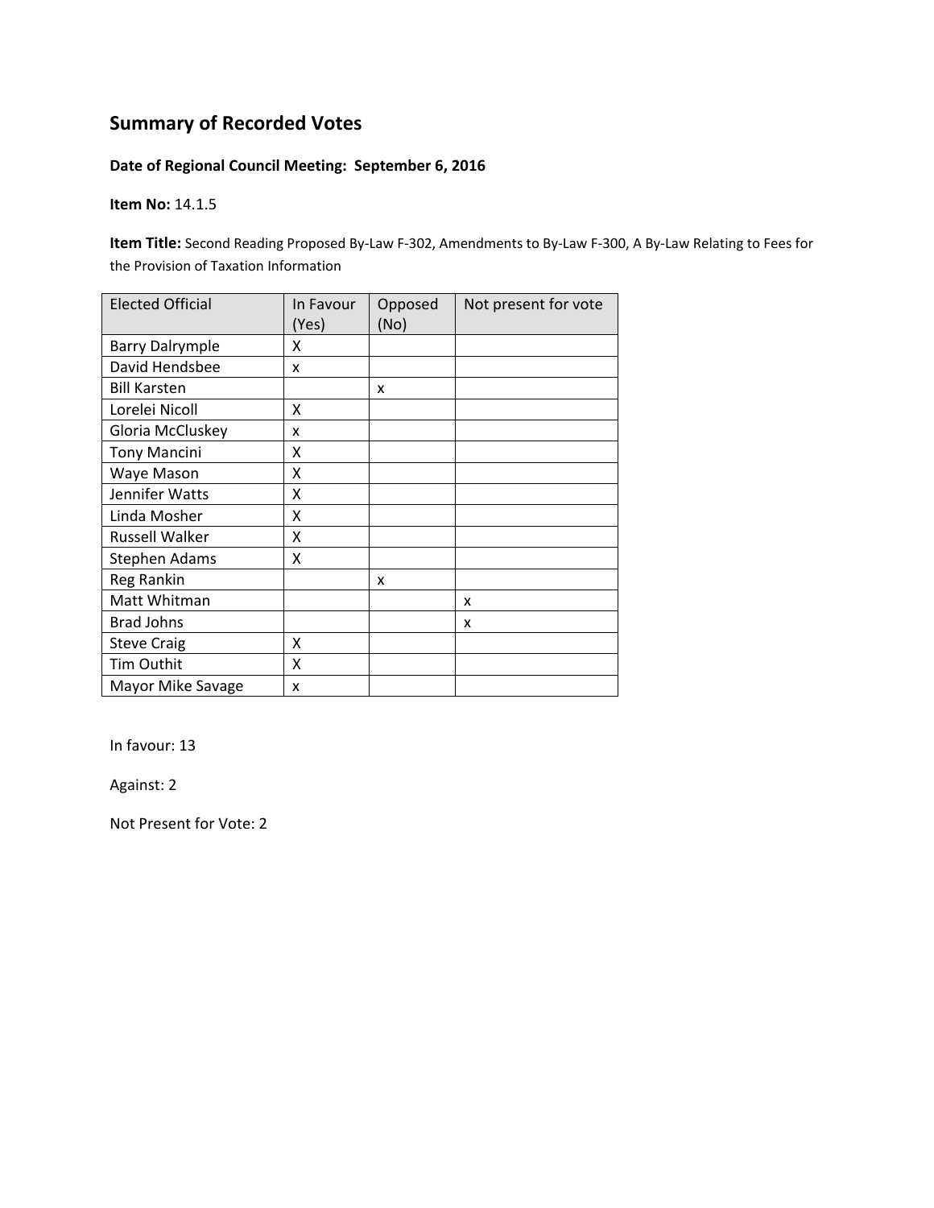## Summary of Recorded Votes

**Date of Regional Council Meeting: September 6, 2016**

**Item No:** 14.1.5

**Item Title:** Second Reading Proposed By-Law F-302, Amendments to By-Law F-300, A By-Law Relating to Fees for the Provision of Taxation Information

| Elected Official | In Favour (Yes) | Opposed (No) | Not present for vote |
|---|---|---|---|
| Barry Dalrymple | X | | |
| David Hendsbee | x | | |
| Bill Karsten | | x | |
| Lorelei Nicoll | X | | |
| Gloria McCluskey | x | | |
| Tony Mancini | X | | |
| Waye Mason | X | | |
| Jennifer Watts | X | | |
| Linda Mosher | X | | |
| Russell Walker | X | | |
| Stephen Adams | X | | |
| Reg Rankin | | x | |
| Matt Whitman | | | x |
| Brad Johns | | | x |
| Steve Craig | X | | |
| Tim Outhit | X | | |
| Mayor Mike Savage | x | | |

In favour: 13

Against: 2

Not Present for Vote: 2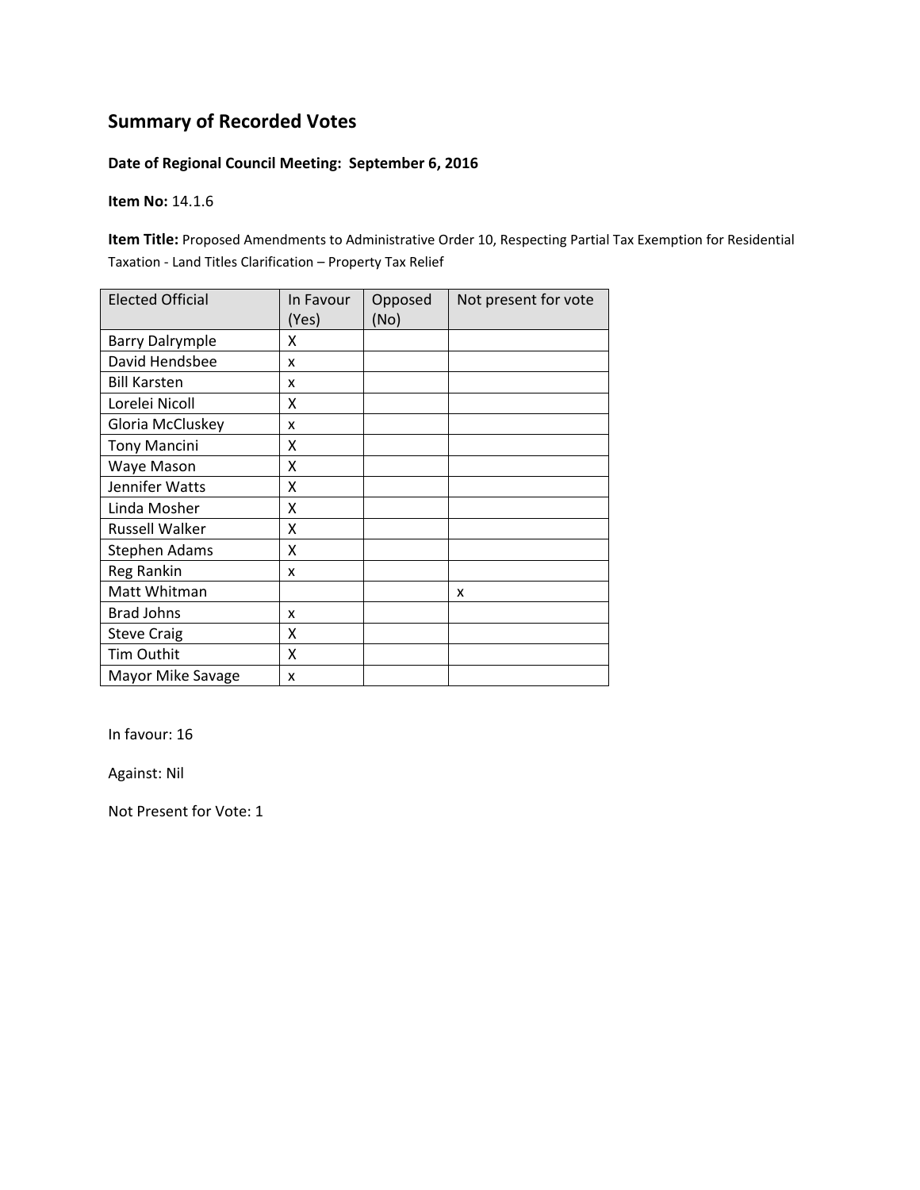## Summary of Recorded Votes

**Date of Regional Council Meeting: September 6, 2016**

**Item No:** 14.1.6

**Item Title:** Proposed Amendments to Administrative Order 10, Respecting Partial Tax Exemption for Residential Taxation - Land Titles Clarification – Property Tax Relief

| Elected Official | In Favour (Yes) | Opposed (No) | Not present for vote |
|---|---|---|---|
| Barry Dalrymple | X | | |
| David Hendsbee | x | | |
| Bill Karsten | x | | |
| Lorelei Nicoll | X | | |
| Gloria McCluskey | x | | |
| Tony Mancini | X | | |
| Waye Mason | X | | |
| Jennifer Watts | X | | |
| Linda Mosher | X | | |
| Russell Walker | X | | |
| Stephen Adams | X | | |
| Reg Rankin | x | | |
| Matt Whitman | | | x |
| Brad Johns | x | | |
| Steve Craig | X | | |
| Tim Outhit | X | | |
| Mayor Mike Savage | x | | |

In favour: 16

Against: Nil

Not Present for Vote: 1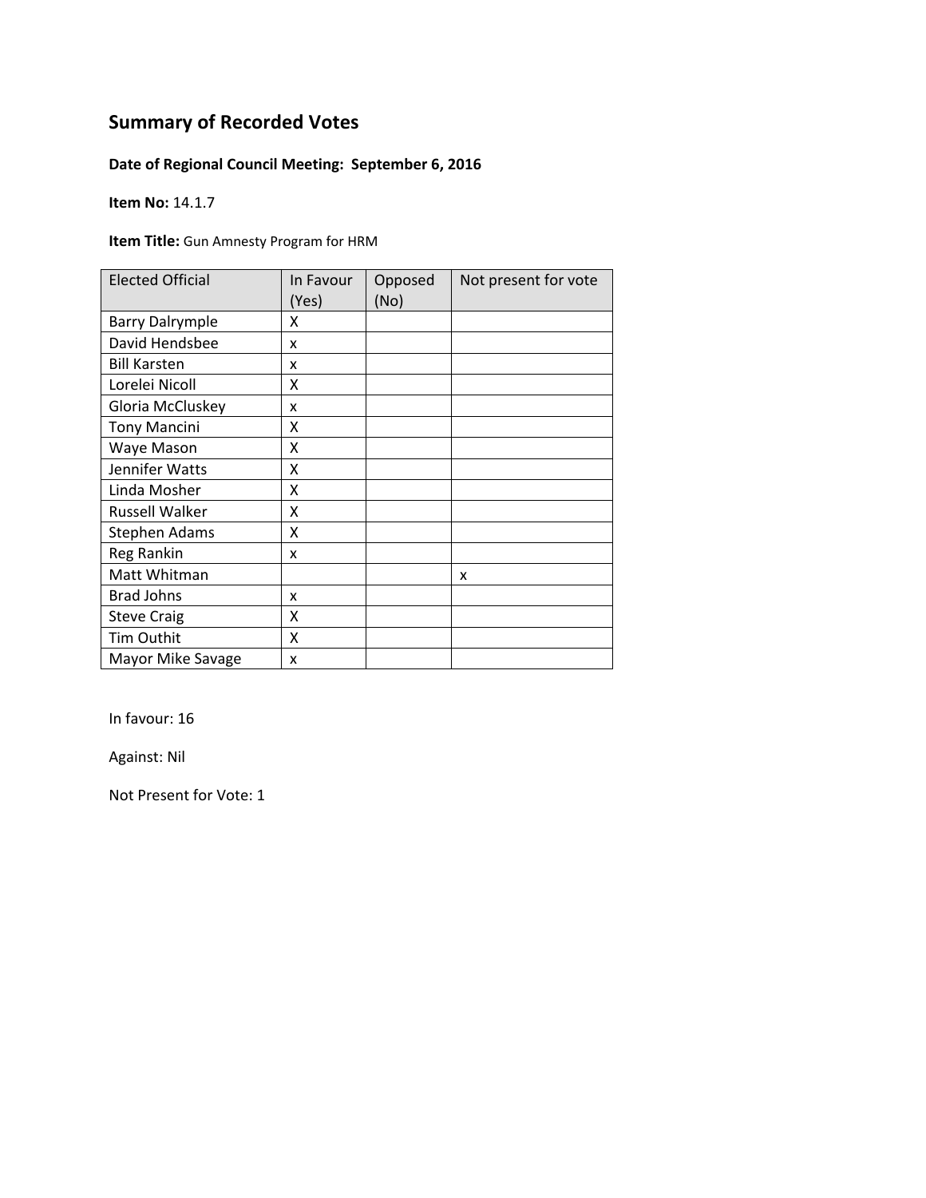## Summary of Recorded Votes

**Date of Regional Council Meeting: September 6, 2016**

**Item No:** 14.1.7

**Item Title:** Gun Amnesty Program for HRM

| Elected Official | In Favour (Yes) | Opposed (No) | Not present for vote |
|---|---|---|---|
| Barry Dalrymple | X | | |
| David Hendsbee | x | | |
| Bill Karsten | x | | |
| Lorelei Nicoll | X | | |
| Gloria McCluskey | x | | |
| Tony Mancini | X | | |
| Waye Mason | X | | |
| Jennifer Watts | X | | |
| Linda Mosher | X | | |
| Russell Walker | X | | |
| Stephen Adams | X | | |
| Reg Rankin | x | | |
| Matt Whitman | | | x |
| Brad Johns | x | | |
| Steve Craig | X | | |
| Tim Outhit | X | | |
| Mayor Mike Savage | x | | |

In favour: 16

Against: Nil

Not Present for Vote: 1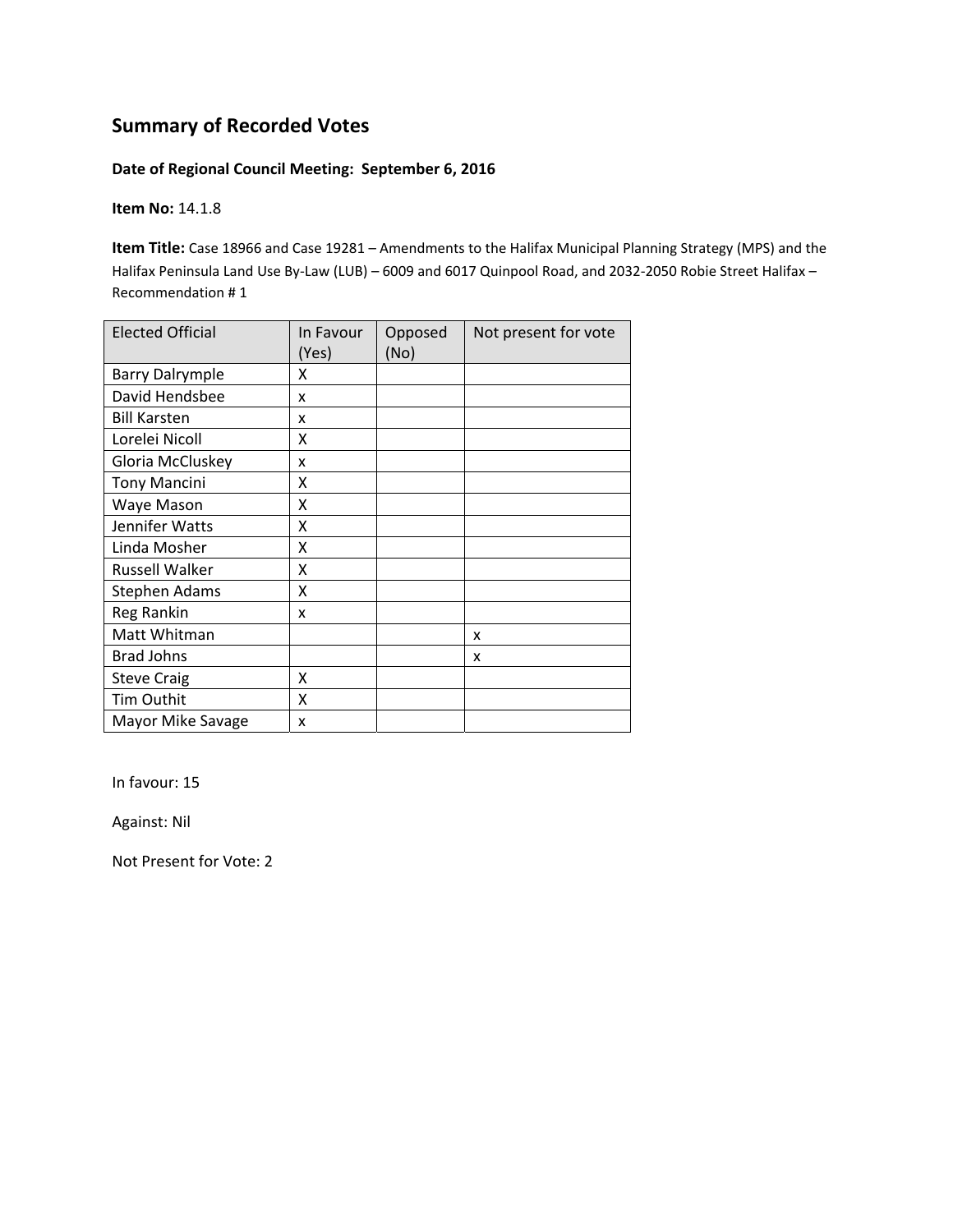## Summary of Recorded Votes

**Date of Regional Council Meeting: September 6, 2016**

**Item No:** 14.1.8

**Item Title:** Case 18966 and Case 19281 – Amendments to the Halifax Municipal Planning Strategy (MPS) and the Halifax Peninsula Land Use By-Law (LUB) – 6009 and 6017 Quinpool Road, and 2032-2050 Robie Street Halifax – Recommendation # 1

| Elected Official | In Favour (Yes) | Opposed (No) | Not present for vote |
|---|---|---|---|
| Barry Dalrymple | X | | |
| David Hendsbee | x | | |
| Bill Karsten | x | | |
| Lorelei Nicoll | X | | |
| Gloria McCluskey | x | | |
| Tony Mancini | X | | |
| Waye Mason | X | | |
| Jennifer Watts | X | | |
| Linda Mosher | X | | |
| Russell Walker | X | | |
| Stephen Adams | X | | |
| Reg Rankin | x | | |
| Matt Whitman | | | x |
| Brad Johns | | | x |
| Steve Craig | X | | |
| Tim Outhit | X | | |
| Mayor Mike Savage | x | | |

In favour: 15

Against: Nil

Not Present for Vote: 2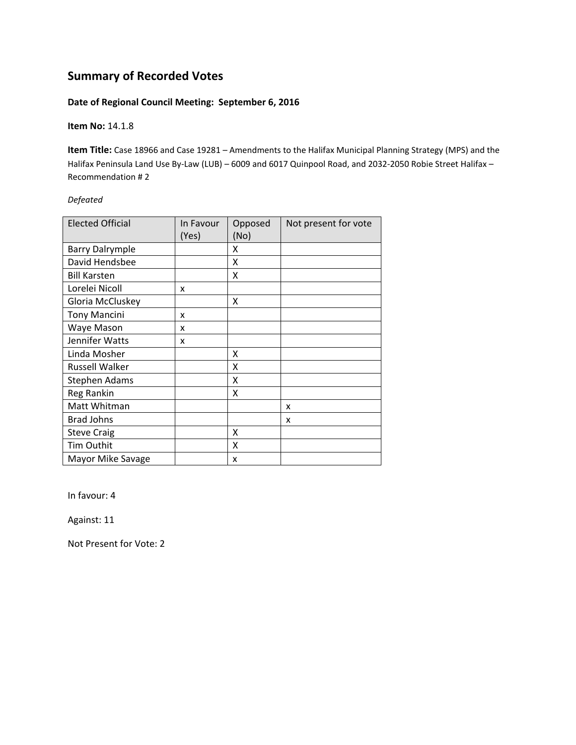# Summary of Recorded Votes

**Date of Regional Council Meeting: September 6, 2016**

**Item No:** 14.1.8

**Item Title:** Case 18966 and Case 19281 – Amendments to the Halifax Municipal Planning Strategy (MPS) and the Halifax Peninsula Land Use By-Law (LUB) – 6009 and 6017 Quinpool Road, and 2032-2050 Robie Street Halifax – Recommendation # 2

*Defeated*

| Elected Official | In Favour (Yes) | Opposed (No) | Not present for vote |
|---|---|---|---|
| Barry Dalrymple | | X | |
| David Hendsbee | | X | |
| Bill Karsten | | X | |
| Lorelei Nicoll | x | | |
| Gloria McCluskey | | X | |
| Tony Mancini | x | | |
| Waye Mason | x | | |
| Jennifer Watts | x | | |
| Linda Mosher | | X | |
| Russell Walker | | X | |
| Stephen Adams | | X | |
| Reg Rankin | | X | |
| Matt Whitman | | | x |
| Brad Johns | | | x |
| Steve Craig | | X | |
| Tim Outhit | | X | |
| Mayor Mike Savage | | x | |

In favour: 4

Against: 11

Not Present for Vote: 2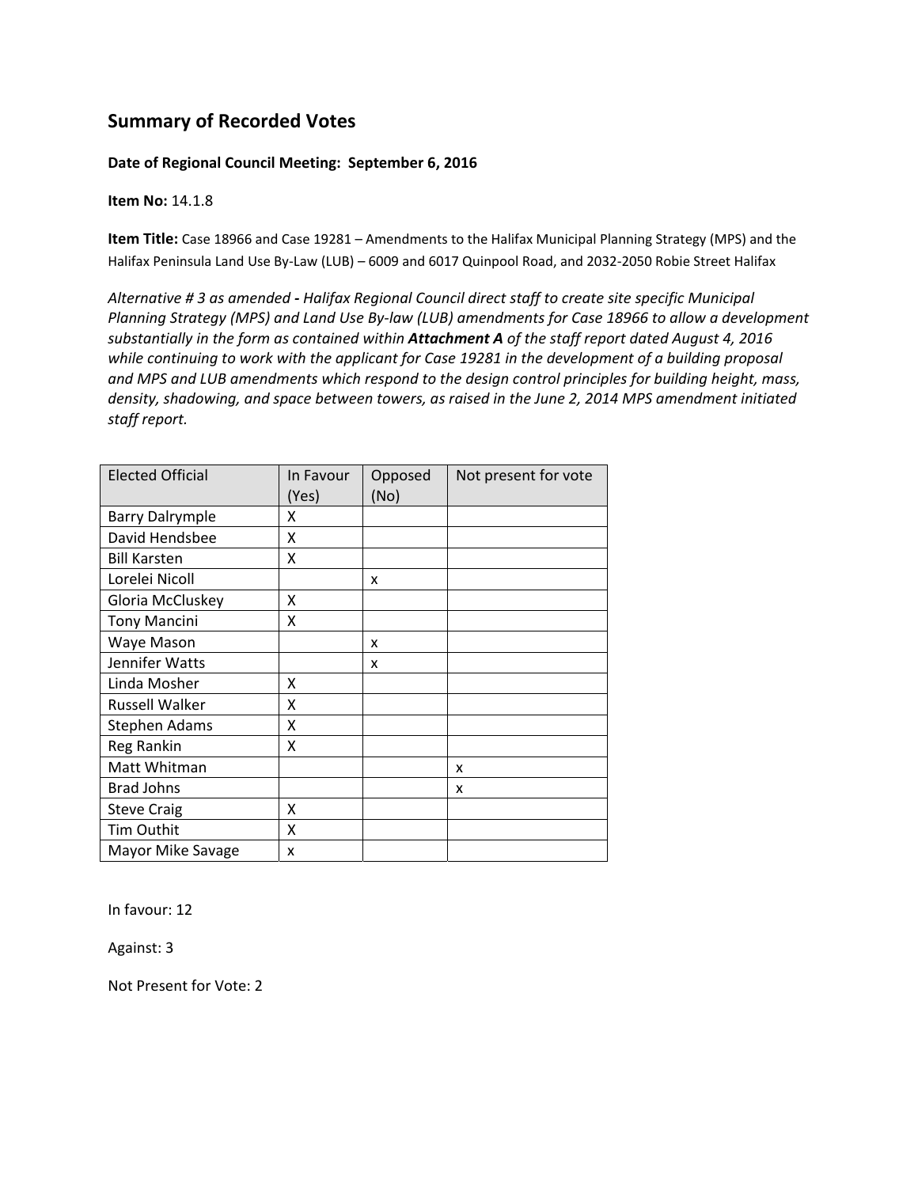## Summary of Recorded Votes

**Date of Regional Council Meeting: September 6, 2016**

**Item No:** 14.1.8

**Item Title:** Case 18966 and Case 19281 – Amendments to the Halifax Municipal Planning Strategy (MPS) and the Halifax Peninsula Land Use By-Law (LUB) – 6009 and 6017 Quinpool Road, and 2032-2050 Robie Street Halifax

*Alternative # 3 as amended* **-** *Halifax Regional Council direct staff to create site specific Municipal Planning Strategy (MPS) and Land Use By-law (LUB) amendments for Case 18966 to allow a development substantially in the form as contained within* ***Attachment A*** *of the staff report dated August 4, 2016 while continuing to work with the applicant for Case 19281 in the development of a building proposal and MPS and LUB amendments which respond to the design control principles for building height, mass, density, shadowing, and space between towers, as raised in the June 2, 2014 MPS amendment initiated staff report.*

| Elected Official | In Favour (Yes) | Opposed (No) | Not present for vote |
|---|---|---|---|
| Barry Dalrymple | X | | |
| David Hendsbee | X | | |
| Bill Karsten | X | | |
| Lorelei Nicoll | | x | |
| Gloria McCluskey | X | | |
| Tony Mancini | X | | |
| Waye Mason | | x | |
| Jennifer Watts | | x | |
| Linda Mosher | X | | |
| Russell Walker | X | | |
| Stephen Adams | X | | |
| Reg Rankin | X | | |
| Matt Whitman | | | x |
| Brad Johns | | | x |
| Steve Craig | X | | |
| Tim Outhit | X | | |
| Mayor Mike Savage | x | | |

In favour: 12

Against: 3

Not Present for Vote: 2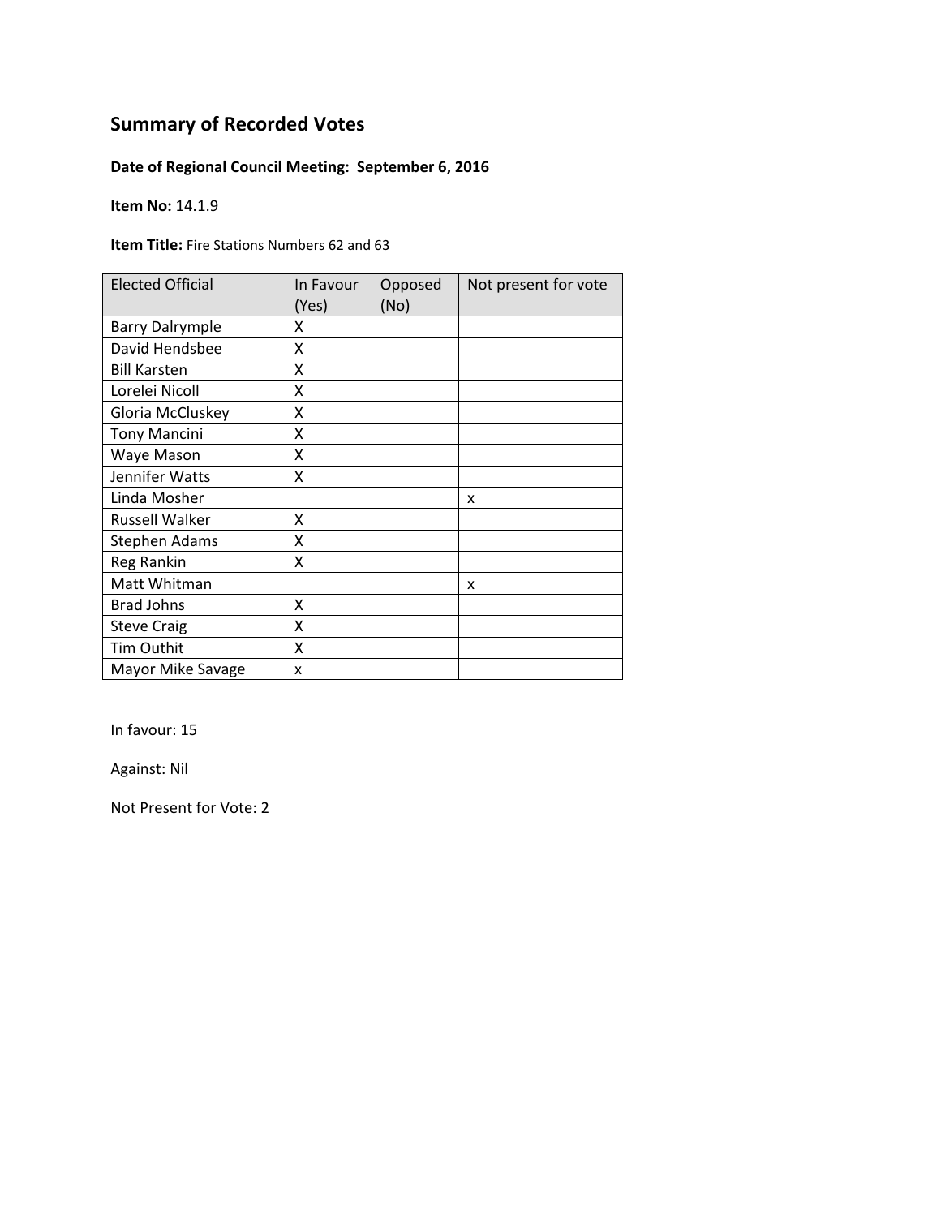## Summary of Recorded Votes

**Date of Regional Council Meeting: September 6, 2016**

**Item No:** 14.1.9

**Item Title:** Fire Stations Numbers 62 and 63

| Elected Official | In Favour (Yes) | Opposed (No) | Not present for vote |
|---|---|---|---|
| Barry Dalrymple | X | | |
| David Hendsbee | X | | |
| Bill Karsten | X | | |
| Lorelei Nicoll | X | | |
| Gloria McCluskey | X | | |
| Tony Mancini | X | | |
| Waye Mason | X | | |
| Jennifer Watts | X | | |
| Linda Mosher | | | x |
| Russell Walker | X | | |
| Stephen Adams | X | | |
| Reg Rankin | X | | |
| Matt Whitman | | | x |
| Brad Johns | X | | |
| Steve Craig | X | | |
| Tim Outhit | X | | |
| Mayor Mike Savage | x | | |

In favour: 15

Against: Nil

Not Present for Vote: 2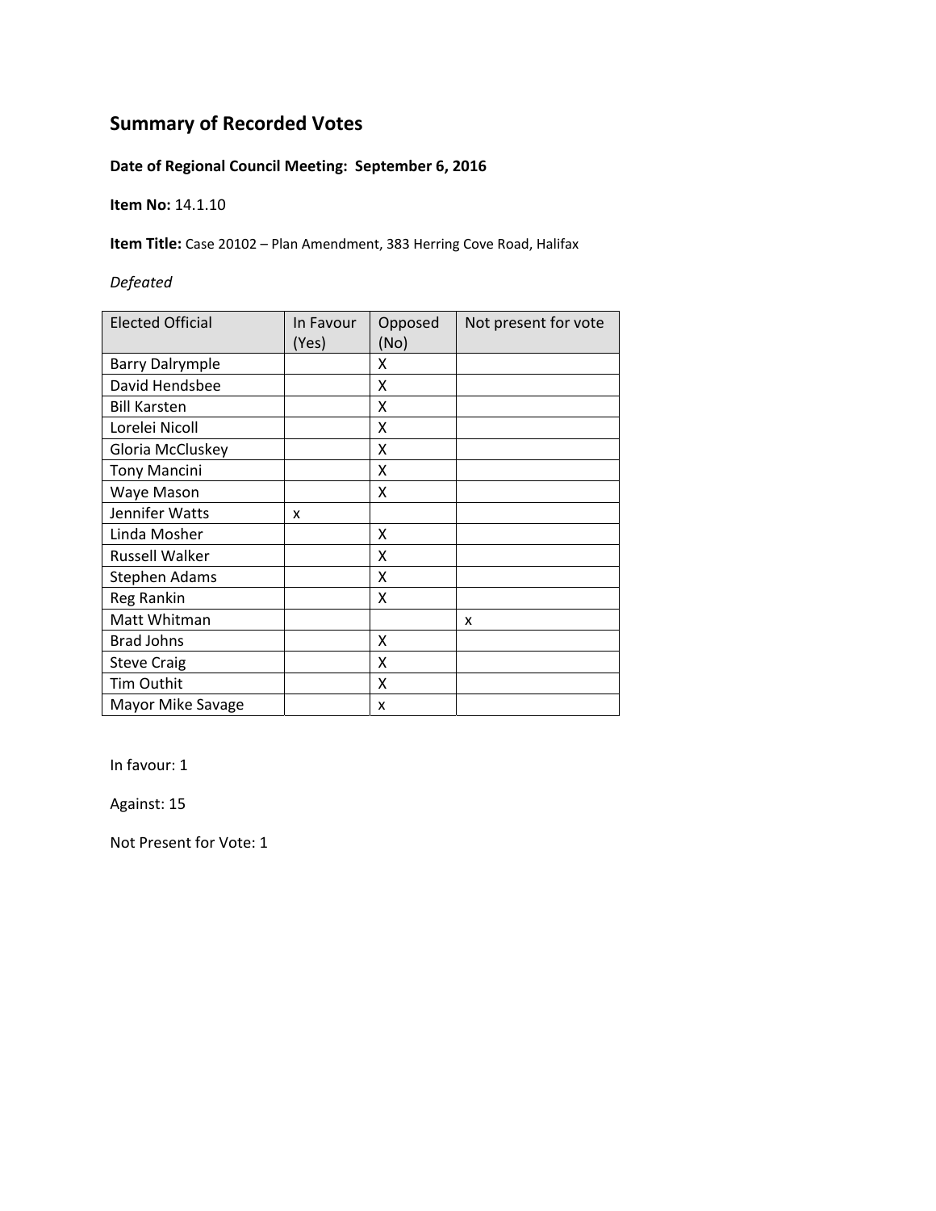# Summary of Recorded Votes

**Date of Regional Council Meeting: September 6, 2016**

**Item No:** 14.1.10

**Item Title:** Case 20102 – Plan Amendment, 383 Herring Cove Road, Halifax

*Defeated*

| Elected Official | In Favour (Yes) | Opposed (No) | Not present for vote |
|---|---|---|---|
| Barry Dalrymple | | X | |
| David Hendsbee | | X | |
| Bill Karsten | | X | |
| Lorelei Nicoll | | X | |
| Gloria McCluskey | | X | |
| Tony Mancini | | X | |
| Waye Mason | | X | |
| Jennifer Watts | x | | |
| Linda Mosher | | X | |
| Russell Walker | | X | |
| Stephen Adams | | X | |
| Reg Rankin | | X | |
| Matt Whitman | | | x |
| Brad Johns | | X | |
| Steve Craig | | X | |
| Tim Outhit | | X | |
| Mayor Mike Savage | | x | |

In favour: 1

Against: 15

Not Present for Vote: 1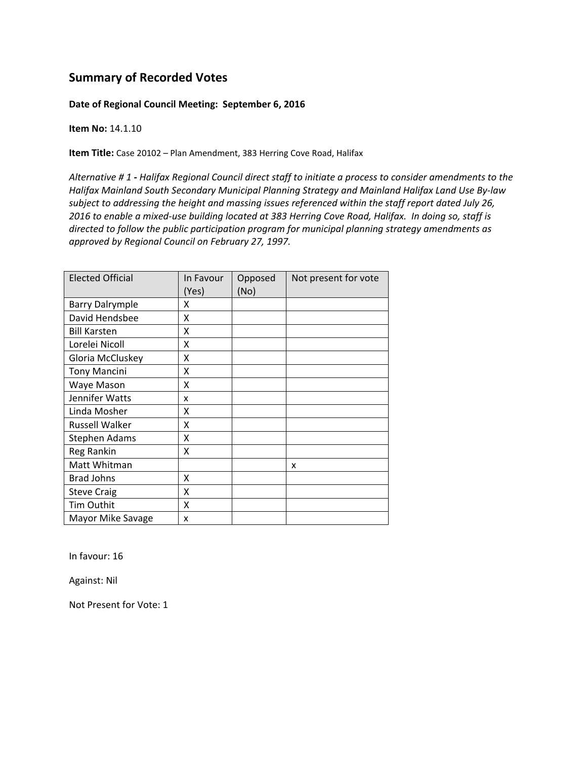## Summary of Recorded Votes

**Date of Regional Council Meeting: September 6, 2016**

**Item No:** 14.1.10

**Item Title:** Case 20102 – Plan Amendment, 383 Herring Cove Road, Halifax

*Alternative # 1 - Halifax Regional Council direct staff to initiate a process to consider amendments to the Halifax Mainland South Secondary Municipal Planning Strategy and Mainland Halifax Land Use By-law subject to addressing the height and massing issues referenced within the staff report dated July 26, 2016 to enable a mixed-use building located at 383 Herring Cove Road, Halifax. In doing so, staff is directed to follow the public participation program for municipal planning strategy amendments as approved by Regional Council on February 27, 1997.*

| Elected Official | In Favour (Yes) | Opposed (No) | Not present for vote |
|---|---|---|---|
| Barry Dalrymple | X | | |
| David Hendsbee | X | | |
| Bill Karsten | X | | |
| Lorelei Nicoll | X | | |
| Gloria McCluskey | X | | |
| Tony Mancini | X | | |
| Waye Mason | X | | |
| Jennifer Watts | x | | |
| Linda Mosher | X | | |
| Russell Walker | X | | |
| Stephen Adams | X | | |
| Reg Rankin | X | | |
| Matt Whitman | | | x |
| Brad Johns | X | | |
| Steve Craig | X | | |
| Tim Outhit | X | | |
| Mayor Mike Savage | x | | |

In favour: 16

Against: Nil

Not Present for Vote: 1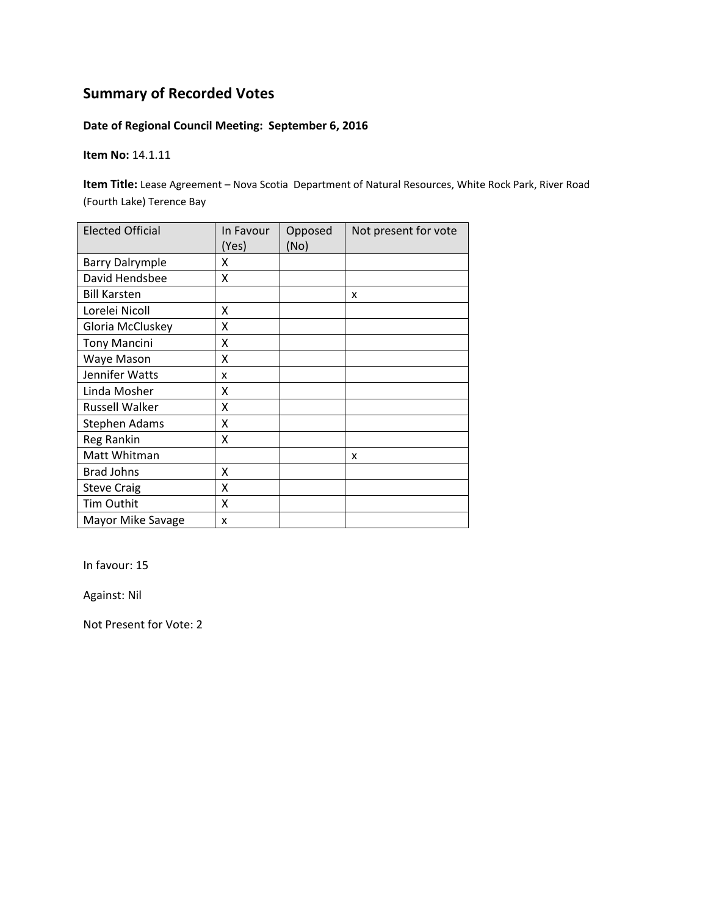# Summary of Recorded Votes

**Date of Regional Council Meeting: September 6, 2016**

**Item No:** 14.1.11

**Item Title:** Lease Agreement – Nova Scotia Department of Natural Resources, White Rock Park, River Road (Fourth Lake) Terence Bay

| Elected Official | In Favour (Yes) | Opposed (No) | Not present for vote |
|---|---|---|---|
| Barry Dalrymple | X | | |
| David Hendsbee | X | | |
| Bill Karsten | | | x |
| Lorelei Nicoll | X | | |
| Gloria McCluskey | X | | |
| Tony Mancini | X | | |
| Waye Mason | X | | |
| Jennifer Watts | x | | |
| Linda Mosher | X | | |
| Russell Walker | X | | |
| Stephen Adams | X | | |
| Reg Rankin | X | | |
| Matt Whitman | | | x |
| Brad Johns | X | | |
| Steve Craig | X | | |
| Tim Outhit | X | | |
| Mayor Mike Savage | x | | |

In favour: 15

Against: Nil

Not Present for Vote: 2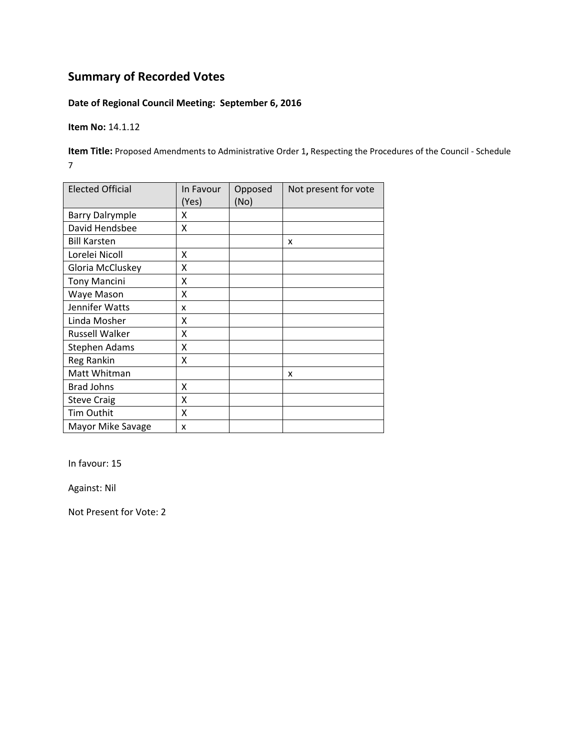## Summary of Recorded Votes

**Date of Regional Council Meeting: September 6, 2016**

**Item No:** 14.1.12

**Item Title:** Proposed Amendments to Administrative Order 1**,** Respecting the Procedures of the Council - Schedule 7

| Elected Official | In Favour (Yes) | Opposed (No) | Not present for vote |
|---|---|---|---|
| Barry Dalrymple | X | | |
| David Hendsbee | X | | |
| Bill Karsten | | | x |
| Lorelei Nicoll | X | | |
| Gloria McCluskey | X | | |
| Tony Mancini | X | | |
| Waye Mason | X | | |
| Jennifer Watts | x | | |
| Linda Mosher | X | | |
| Russell Walker | X | | |
| Stephen Adams | X | | |
| Reg Rankin | X | | |
| Matt Whitman | | | x |
| Brad Johns | X | | |
| Steve Craig | X | | |
| Tim Outhit | X | | |
| Mayor Mike Savage | x | | |

In favour: 15

Against: Nil

Not Present for Vote: 2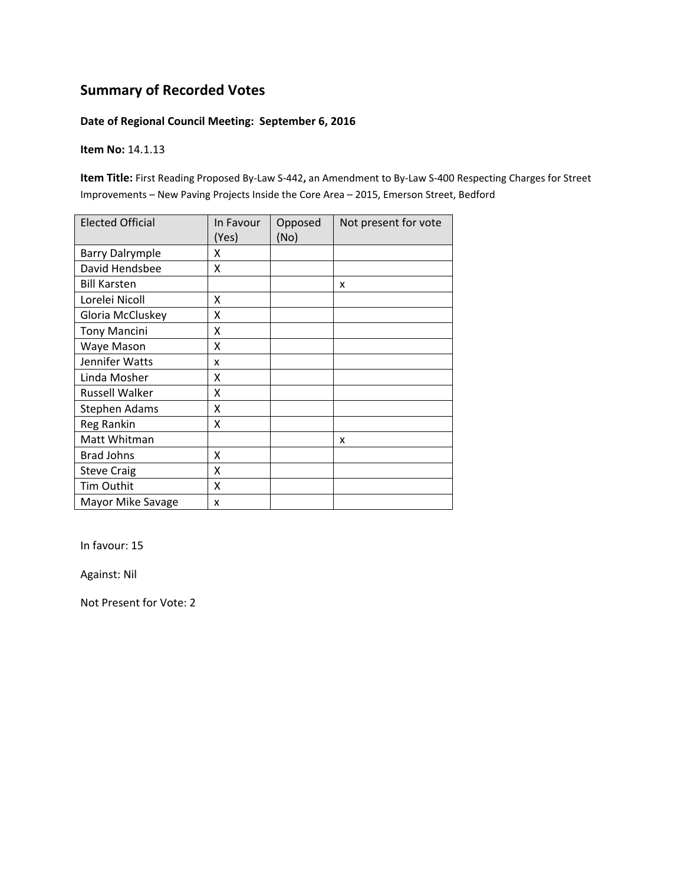## Summary of Recorded Votes

**Date of Regional Council Meeting: September 6, 2016**

**Item No:** 14.1.13

**Item Title:** First Reading Proposed By-Law S-442**,** an Amendment to By-Law S-400 Respecting Charges for Street Improvements – New Paving Projects Inside the Core Area – 2015, Emerson Street, Bedford

| Elected Official | In Favour (Yes) | Opposed (No) | Not present for vote |
|---|---|---|---|
| Barry Dalrymple | X | | |
| David Hendsbee | X | | |
| Bill Karsten | | | x |
| Lorelei Nicoll | X | | |
| Gloria McCluskey | X | | |
| Tony Mancini | X | | |
| Waye Mason | X | | |
| Jennifer Watts | x | | |
| Linda Mosher | X | | |
| Russell Walker | X | | |
| Stephen Adams | X | | |
| Reg Rankin | X | | |
| Matt Whitman | | | x |
| Brad Johns | X | | |
| Steve Craig | X | | |
| Tim Outhit | X | | |
| Mayor Mike Savage | x | | |

In favour: 15

Against: Nil

Not Present for Vote: 2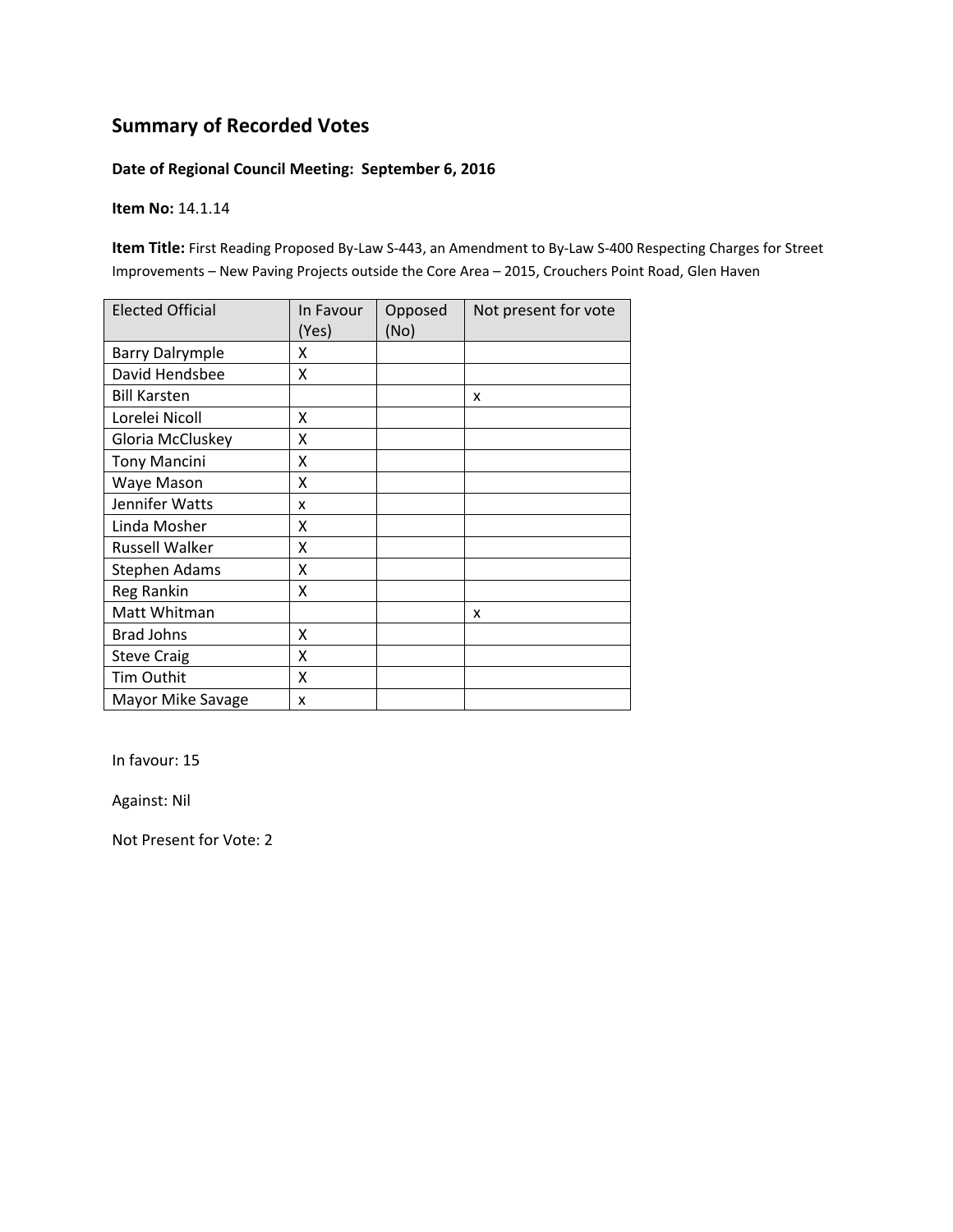# Summary of Recorded Votes

**Date of Regional Council Meeting: September 6, 2016**

**Item No:** 14.1.14

**Item Title:** First Reading Proposed By-Law S-443, an Amendment to By-Law S-400 Respecting Charges for Street Improvements – New Paving Projects outside the Core Area – 2015, Crouchers Point Road, Glen Haven

| Elected Official | In Favour (Yes) | Opposed (No) | Not present for vote |
|---|---|---|---|
| Barry Dalrymple | X | | |
| David Hendsbee | X | | |
| Bill Karsten | | | x |
| Lorelei Nicoll | X | | |
| Gloria McCluskey | X | | |
| Tony Mancini | X | | |
| Waye Mason | X | | |
| Jennifer Watts | x | | |
| Linda Mosher | X | | |
| Russell Walker | X | | |
| Stephen Adams | X | | |
| Reg Rankin | X | | |
| Matt Whitman | | | x |
| Brad Johns | X | | |
| Steve Craig | X | | |
| Tim Outhit | X | | |
| Mayor Mike Savage | x | | |

In favour: 15

Against: Nil

Not Present for Vote: 2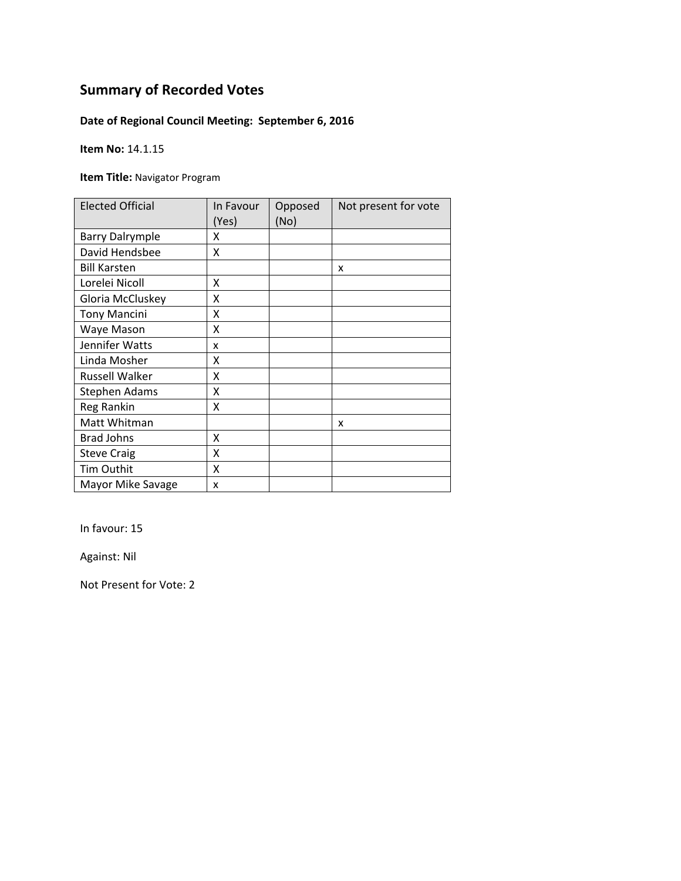## Summary of Recorded Votes

**Date of Regional Council Meeting: September 6, 2016**

**Item No:** 14.1.15

**Item Title:** Navigator Program

| Elected Official | In Favour (Yes) | Opposed (No) | Not present for vote |
|---|---|---|---|
| Barry Dalrymple | X | | |
| David Hendsbee | X | | |
| Bill Karsten | | | x |
| Lorelei Nicoll | X | | |
| Gloria McCluskey | X | | |
| Tony Mancini | X | | |
| Waye Mason | X | | |
| Jennifer Watts | x | | |
| Linda Mosher | X | | |
| Russell Walker | X | | |
| Stephen Adams | X | | |
| Reg Rankin | X | | |
| Matt Whitman | | | x |
| Brad Johns | X | | |
| Steve Craig | X | | |
| Tim Outhit | X | | |
| Mayor Mike Savage | x | | |

In favour: 15

Against: Nil

Not Present for Vote: 2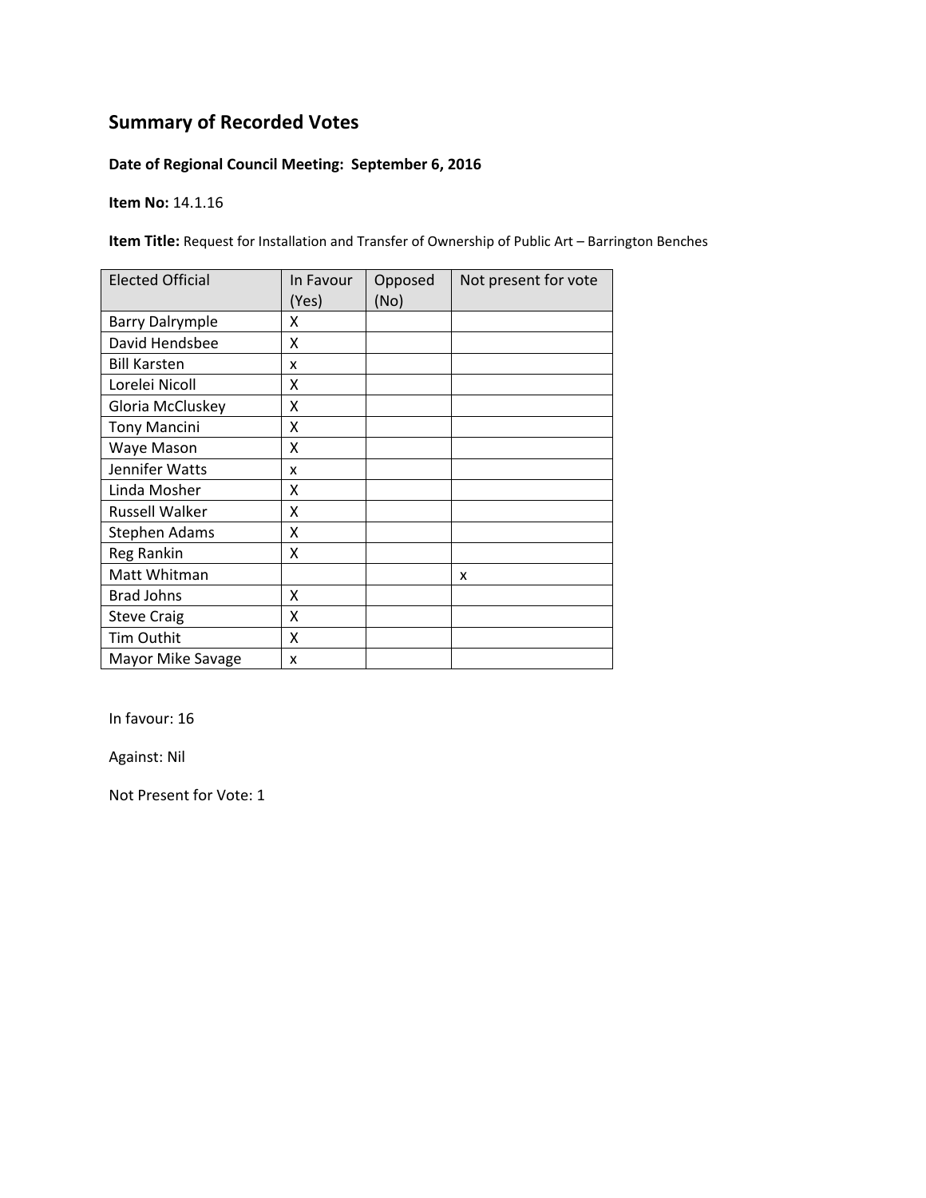## Summary of Recorded Votes

**Date of Regional Council Meeting: September 6, 2016**

**Item No:** 14.1.16

**Item Title:** Request for Installation and Transfer of Ownership of Public Art – Barrington Benches

| Elected Official | In Favour (Yes) | Opposed (No) | Not present for vote |
|---|---|---|---|
| Barry Dalrymple | X | | |
| David Hendsbee | X | | |
| Bill Karsten | x | | |
| Lorelei Nicoll | X | | |
| Gloria McCluskey | X | | |
| Tony Mancini | X | | |
| Waye Mason | X | | |
| Jennifer Watts | x | | |
| Linda Mosher | X | | |
| Russell Walker | X | | |
| Stephen Adams | X | | |
| Reg Rankin | X | | |
| Matt Whitman | | | x |
| Brad Johns | X | | |
| Steve Craig | X | | |
| Tim Outhit | X | | |
| Mayor Mike Savage | x | | |

In favour: 16

Against: Nil

Not Present for Vote: 1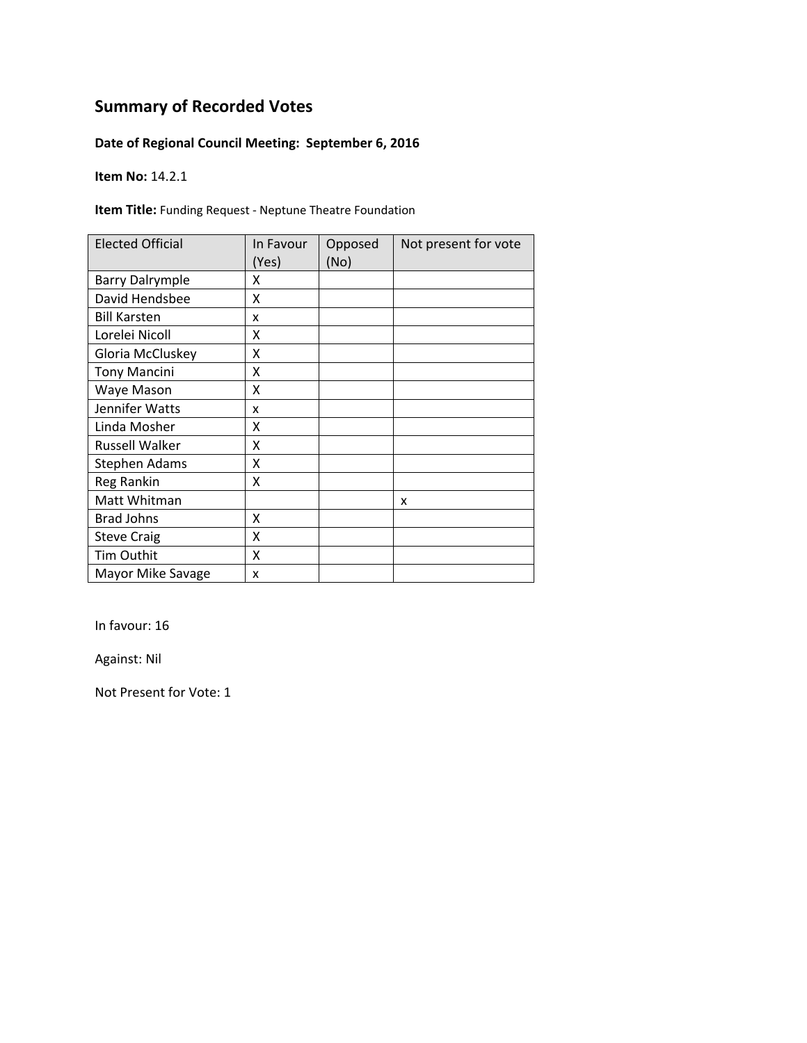# Summary of Recorded Votes

**Date of Regional Council Meeting: September 6, 2016**

**Item No:** 14.2.1

**Item Title:** Funding Request - Neptune Theatre Foundation

| Elected Official | In Favour (Yes) | Opposed (No) | Not present for vote |
|---|---|---|---|
| Barry Dalrymple | X | | |
| David Hendsbee | X | | |
| Bill Karsten | x | | |
| Lorelei Nicoll | X | | |
| Gloria McCluskey | X | | |
| Tony Mancini | X | | |
| Waye Mason | X | | |
| Jennifer Watts | x | | |
| Linda Mosher | X | | |
| Russell Walker | X | | |
| Stephen Adams | X | | |
| Reg Rankin | X | | |
| Matt Whitman | | | x |
| Brad Johns | X | | |
| Steve Craig | X | | |
| Tim Outhit | X | | |
| Mayor Mike Savage | x | | |

In favour: 16

Against: Nil

Not Present for Vote: 1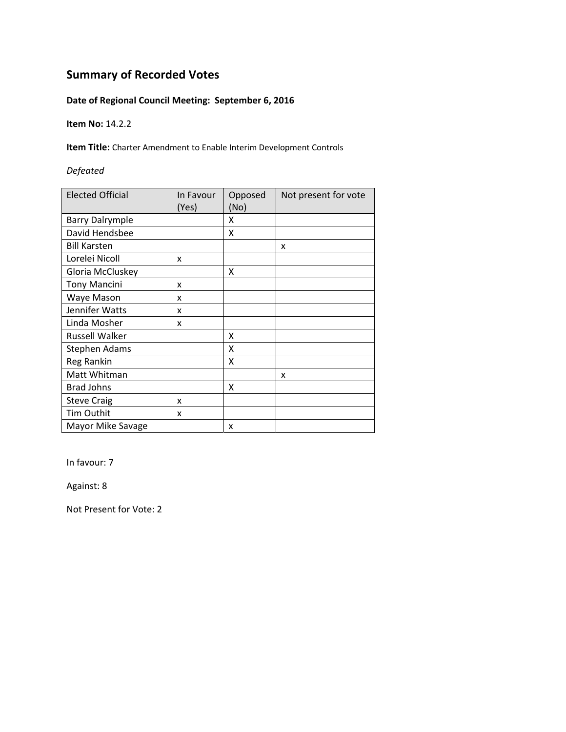# Summary of Recorded Votes

**Date of Regional Council Meeting: September 6, 2016**

**Item No:** 14.2.2

**Item Title:** Charter Amendment to Enable Interim Development Controls

*Defeated*

| Elected Official | In Favour (Yes) | Opposed (No) | Not present for vote |
|---|---|---|---|
| Barry Dalrymple | | X | |
| David Hendsbee | | X | |
| Bill Karsten | | | x |
| Lorelei Nicoll | x | | |
| Gloria McCluskey | | X | |
| Tony Mancini | x | | |
| Waye Mason | x | | |
| Jennifer Watts | x | | |
| Linda Mosher | x | | |
| Russell Walker | | X | |
| Stephen Adams | | X | |
| Reg Rankin | | X | |
| Matt Whitman | | | x |
| Brad Johns | | X | |
| Steve Craig | x | | |
| Tim Outhit | x | | |
| Mayor Mike Savage | | x | |

In favour: 7

Against: 8

Not Present for Vote: 2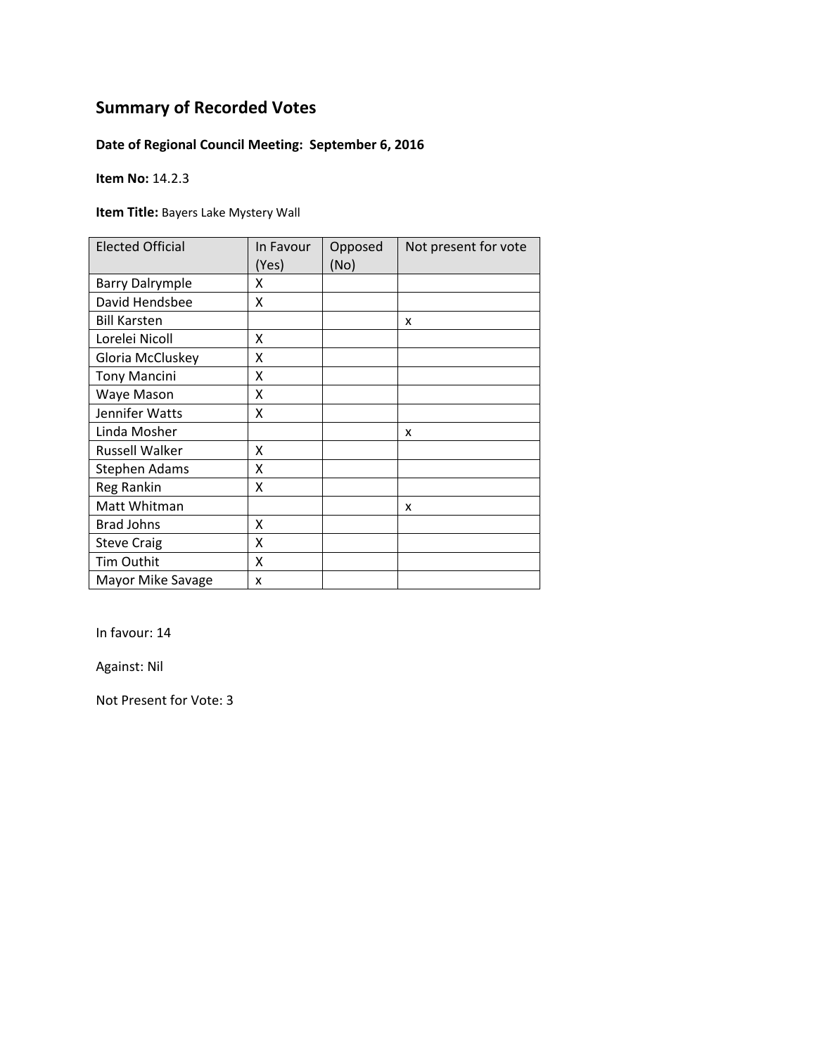## Summary of Recorded Votes

**Date of Regional Council Meeting: September 6, 2016**

**Item No:** 14.2.3

**Item Title:** Bayers Lake Mystery Wall

| Elected Official | In Favour (Yes) | Opposed (No) | Not present for vote |
|---|---|---|---|
| Barry Dalrymple | X | | |
| David Hendsbee | X | | |
| Bill Karsten | | | x |
| Lorelei Nicoll | X | | |
| Gloria McCluskey | X | | |
| Tony Mancini | X | | |
| Waye Mason | X | | |
| Jennifer Watts | X | | |
| Linda Mosher | | | x |
| Russell Walker | X | | |
| Stephen Adams | X | | |
| Reg Rankin | X | | |
| Matt Whitman | | | x |
| Brad Johns | X | | |
| Steve Craig | X | | |
| Tim Outhit | X | | |
| Mayor Mike Savage | x | | |

In favour: 14

Against: Nil

Not Present for Vote: 3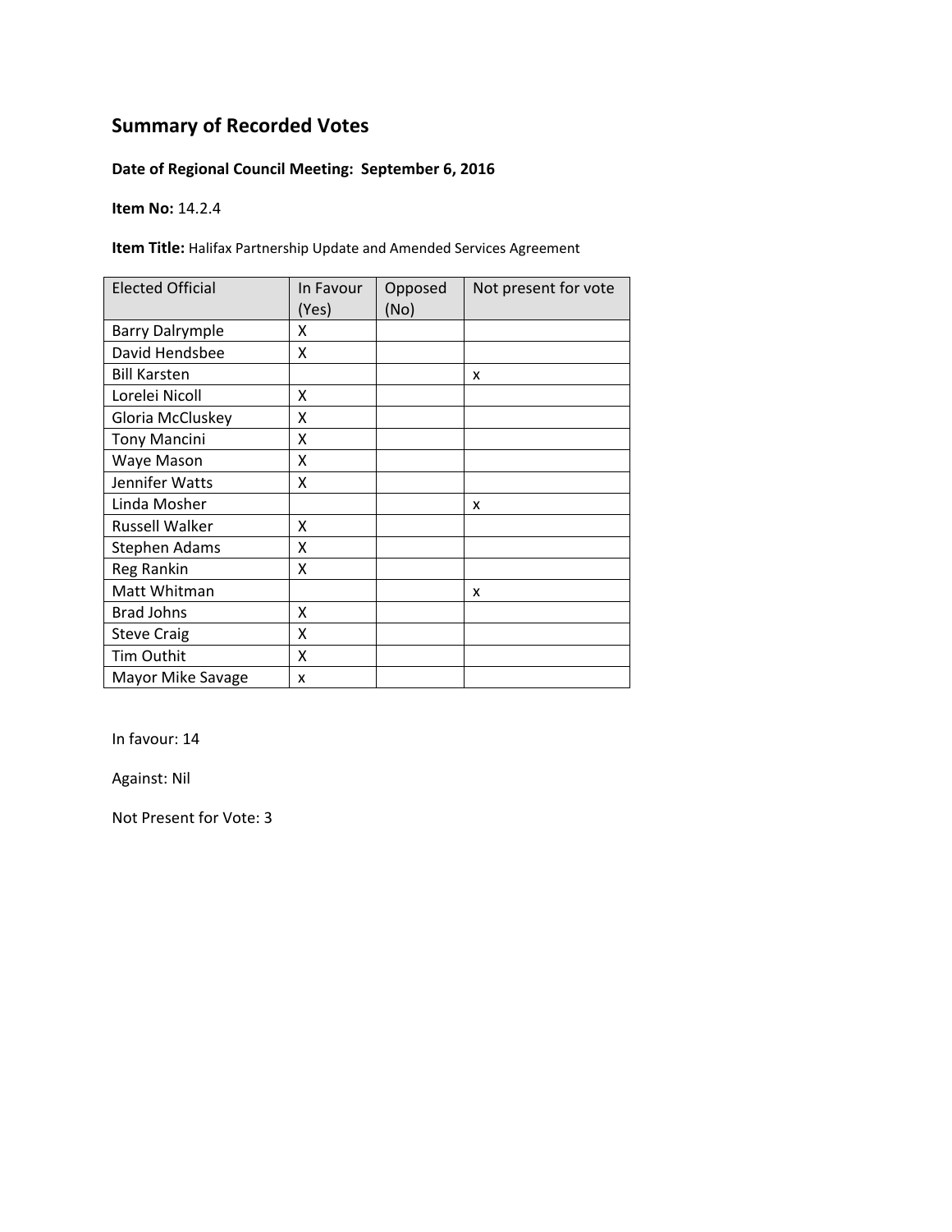# Summary of Recorded Votes

**Date of Regional Council Meeting: September 6, 2016**

**Item No:** 14.2.4

**Item Title:** Halifax Partnership Update and Amended Services Agreement

| Elected Official | In Favour (Yes) | Opposed (No) | Not present for vote |
| --- | --- | --- | --- |
| Barry Dalrymple | X | | |
| David Hendsbee | X | | |
| Bill Karsten | | | x |
| Lorelei Nicoll | X | | |
| Gloria McCluskey | X | | |
| Tony Mancini | X | | |
| Waye Mason | X | | |
| Jennifer Watts | X | | |
| Linda Mosher | | | x |
| Russell Walker | X | | |
| Stephen Adams | X | | |
| Reg Rankin | X | | |
| Matt Whitman | | | x |
| Brad Johns | X | | |
| Steve Craig | X | | |
| Tim Outhit | X | | |
| Mayor Mike Savage | x | | |

In favour: 14

Against: Nil

Not Present for Vote: 3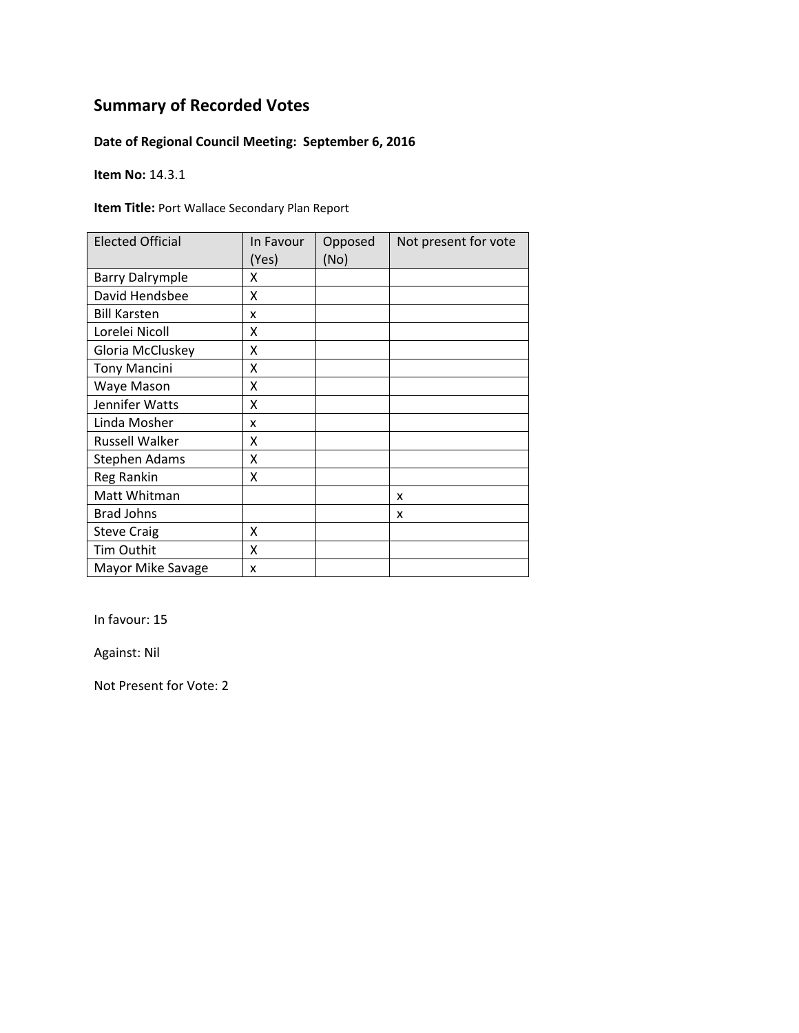## Summary of Recorded Votes

**Date of Regional Council Meeting: September 6, 2016**

**Item No:** 14.3.1

**Item Title:** Port Wallace Secondary Plan Report

| Elected Official | In Favour (Yes) | Opposed (No) | Not present for vote |
|---|---|---|---|
| Barry Dalrymple | X | | |
| David Hendsbee | X | | |
| Bill Karsten | x | | |
| Lorelei Nicoll | X | | |
| Gloria McCluskey | X | | |
| Tony Mancini | X | | |
| Waye Mason | X | | |
| Jennifer Watts | X | | |
| Linda Mosher | x | | |
| Russell Walker | X | | |
| Stephen Adams | X | | |
| Reg Rankin | X | | |
| Matt Whitman | | | x |
| Brad Johns | | | x |
| Steve Craig | X | | |
| Tim Outhit | X | | |
| Mayor Mike Savage | x | | |

In favour: 15

Against: Nil

Not Present for Vote: 2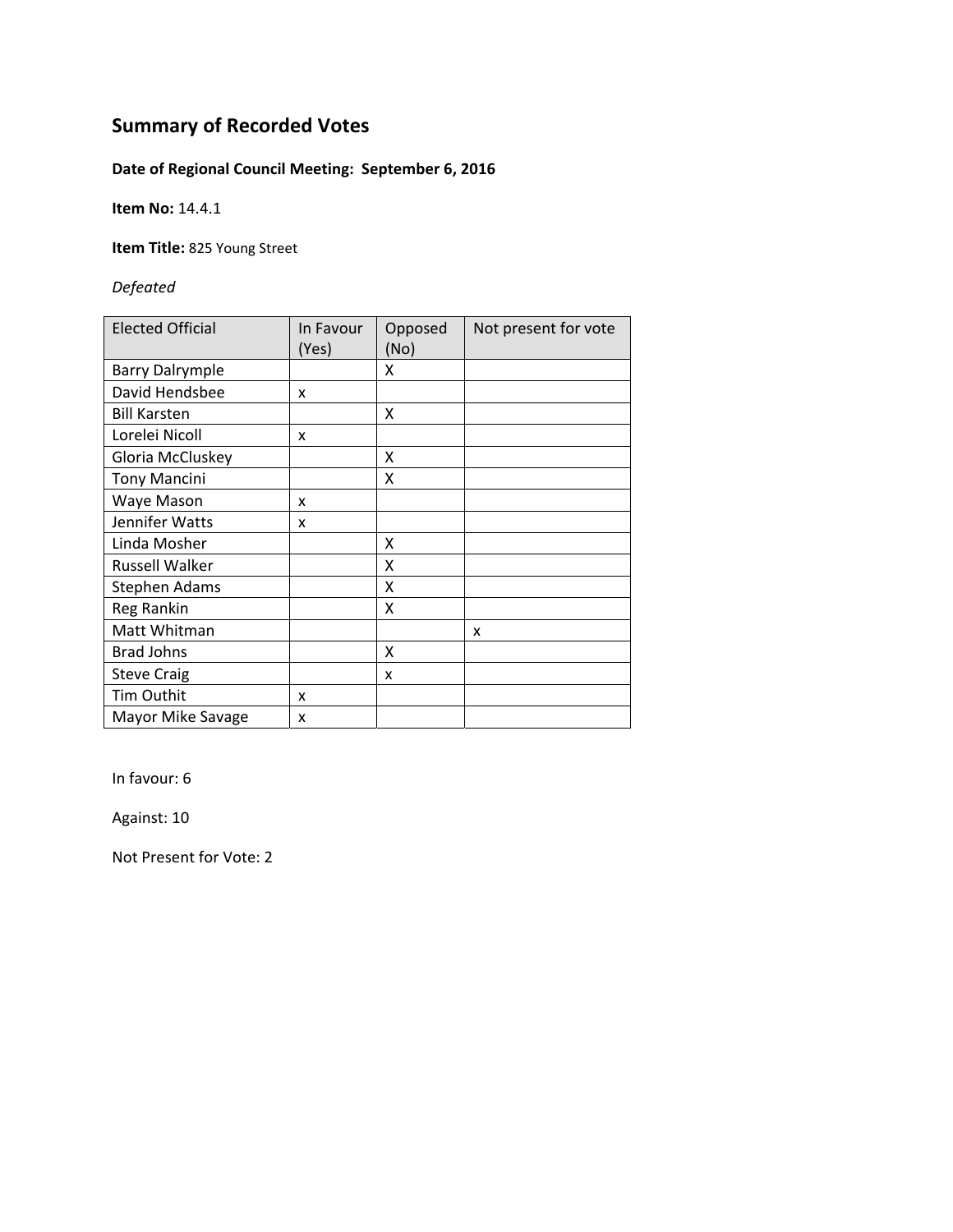# Summary of Recorded Votes

**Date of Regional Council Meeting: September 6, 2016**

**Item No:** 14.4.1

**Item Title:** 825 Young Street

*Defeated*

| Elected Official | In Favour (Yes) | Opposed (No) | Not present for vote |
|---|---|---|---|
| Barry Dalrymple | | X | |
| David Hendsbee | x | | |
| Bill Karsten | | X | |
| Lorelei Nicoll | x | | |
| Gloria McCluskey | | X | |
| Tony Mancini | | X | |
| Waye Mason | x | | |
| Jennifer Watts | x | | |
| Linda Mosher | | X | |
| Russell Walker | | X | |
| Stephen Adams | | X | |
| Reg Rankin | | X | |
| Matt Whitman | | | x |
| Brad Johns | | X | |
| Steve Craig | | x | |
| Tim Outhit | x | | |
| Mayor Mike Savage | x | | |

In favour: 6

Against: 10

Not Present for Vote: 2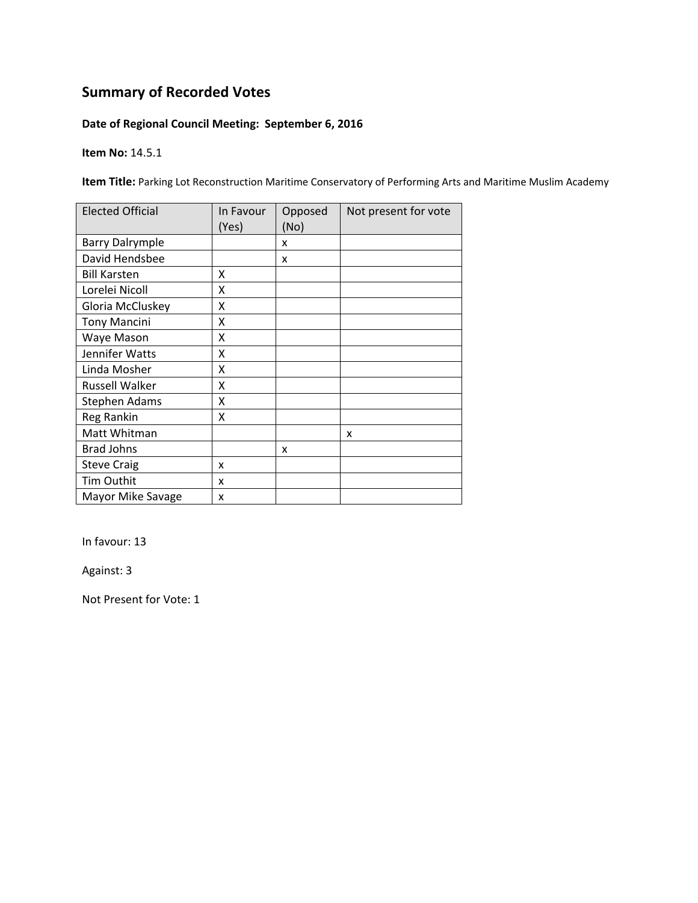## Summary of Recorded Votes

**Date of Regional Council Meeting: September 6, 2016**

**Item No:** 14.5.1

**Item Title:** Parking Lot Reconstruction Maritime Conservatory of Performing Arts and Maritime Muslim Academy

| Elected Official | In Favour (Yes) | Opposed (No) | Not present for vote |
|---|---|---|---|
| Barry Dalrymple | | x | |
| David Hendsbee | | x | |
| Bill Karsten | X | | |
| Lorelei Nicoll | X | | |
| Gloria McCluskey | X | | |
| Tony Mancini | X | | |
| Waye Mason | X | | |
| Jennifer Watts | X | | |
| Linda Mosher | X | | |
| Russell Walker | X | | |
| Stephen Adams | X | | |
| Reg Rankin | X | | |
| Matt Whitman | | | x |
| Brad Johns | | x | |
| Steve Craig | x | | |
| Tim Outhit | x | | |
| Mayor Mike Savage | x | | |

In favour: 13

Against: 3

Not Present for Vote: 1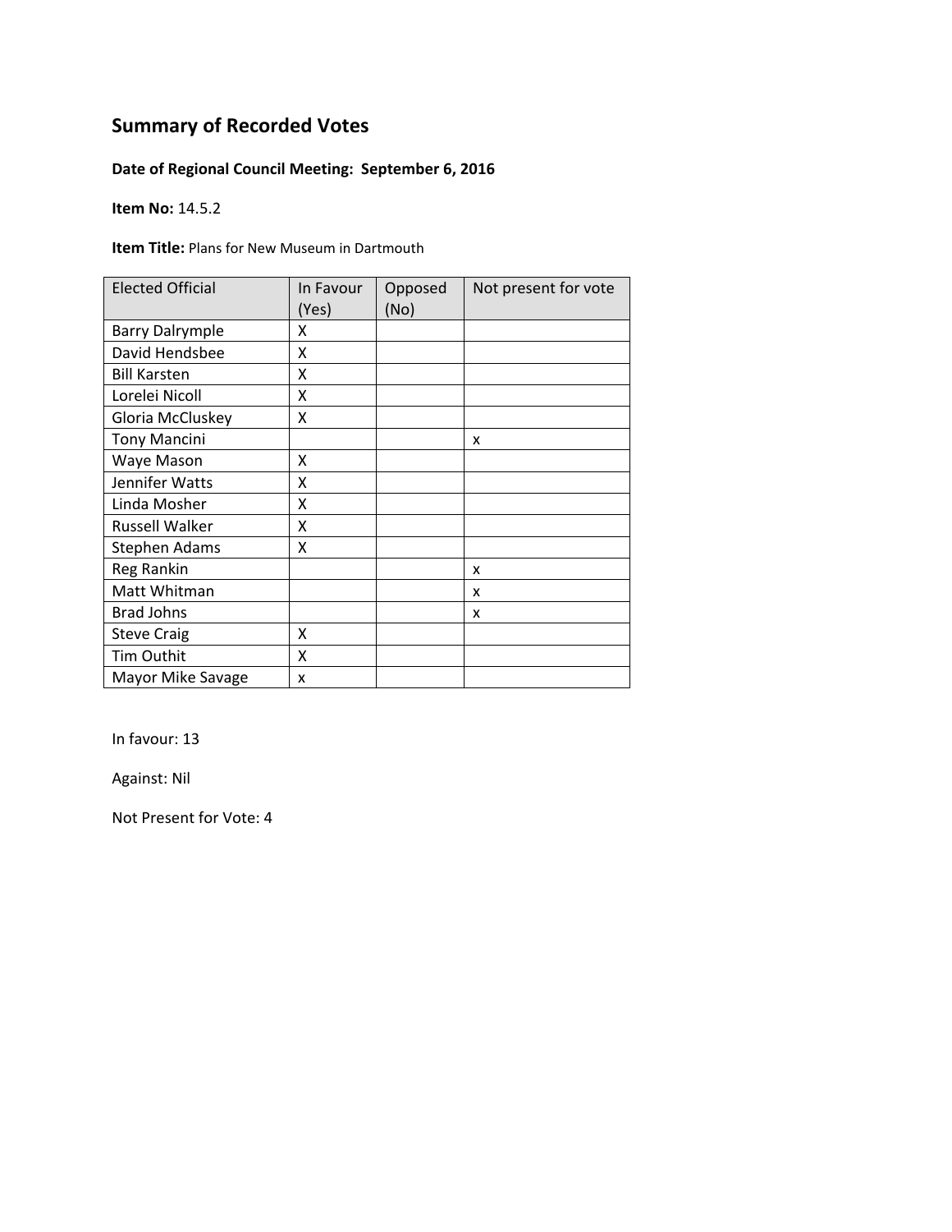# Summary of Recorded Votes

**Date of Regional Council Meeting: September 6, 2016**

**Item No:** 14.5.2

**Item Title:** Plans for New Museum in Dartmouth

| Elected Official | In Favour (Yes) | Opposed (No) | Not present for vote |
|---|---|---|---|
| Barry Dalrymple | X | | |
| David Hendsbee | X | | |
| Bill Karsten | X | | |
| Lorelei Nicoll | X | | |
| Gloria McCluskey | X | | |
| Tony Mancini | | | x |
| Waye Mason | X | | |
| Jennifer Watts | X | | |
| Linda Mosher | X | | |
| Russell Walker | X | | |
| Stephen Adams | X | | |
| Reg Rankin | | | x |
| Matt Whitman | | | x |
| Brad Johns | | | x |
| Steve Craig | X | | |
| Tim Outhit | X | | |
| Mayor Mike Savage | x | | |

In favour: 13

Against: Nil

Not Present for Vote: 4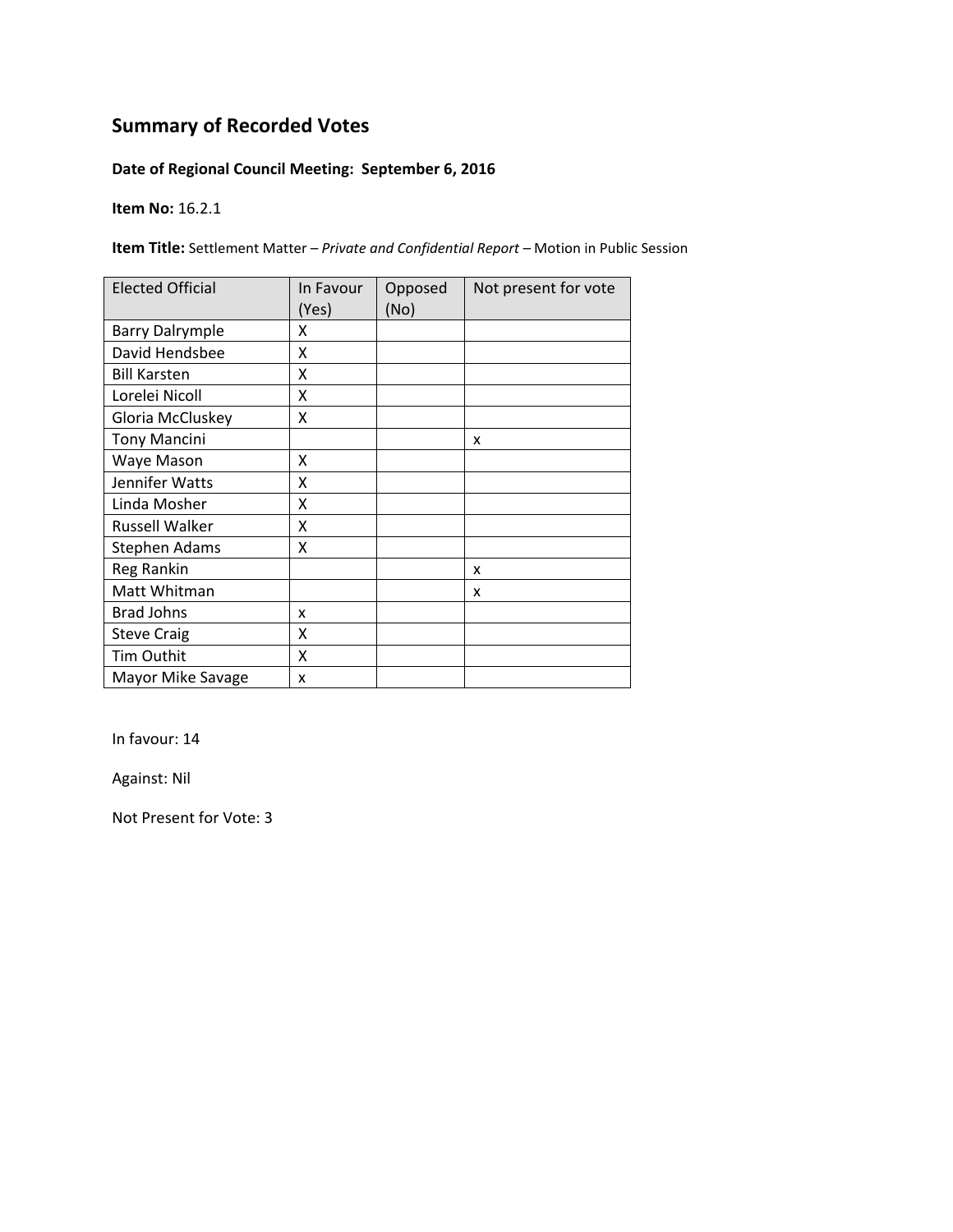## Summary of Recorded Votes

**Date of Regional Council Meeting: September 6, 2016**

**Item No:** 16.2.1

**Item Title:** Settlement Matter – *Private and Confidential Report* – Motion in Public Session

| Elected Official | In Favour (Yes) | Opposed (No) | Not present for vote |
|---|---|---|---|
| Barry Dalrymple | X | | |
| David Hendsbee | X | | |
| Bill Karsten | X | | |
| Lorelei Nicoll | X | | |
| Gloria McCluskey | X | | |
| Tony Mancini | | | x |
| Waye Mason | X | | |
| Jennifer Watts | X | | |
| Linda Mosher | X | | |
| Russell Walker | X | | |
| Stephen Adams | X | | |
| Reg Rankin | | | x |
| Matt Whitman | | | x |
| Brad Johns | x | | |
| Steve Craig | X | | |
| Tim Outhit | X | | |
| Mayor Mike Savage | x | | |

In favour: 14

Against: Nil

Not Present for Vote: 3